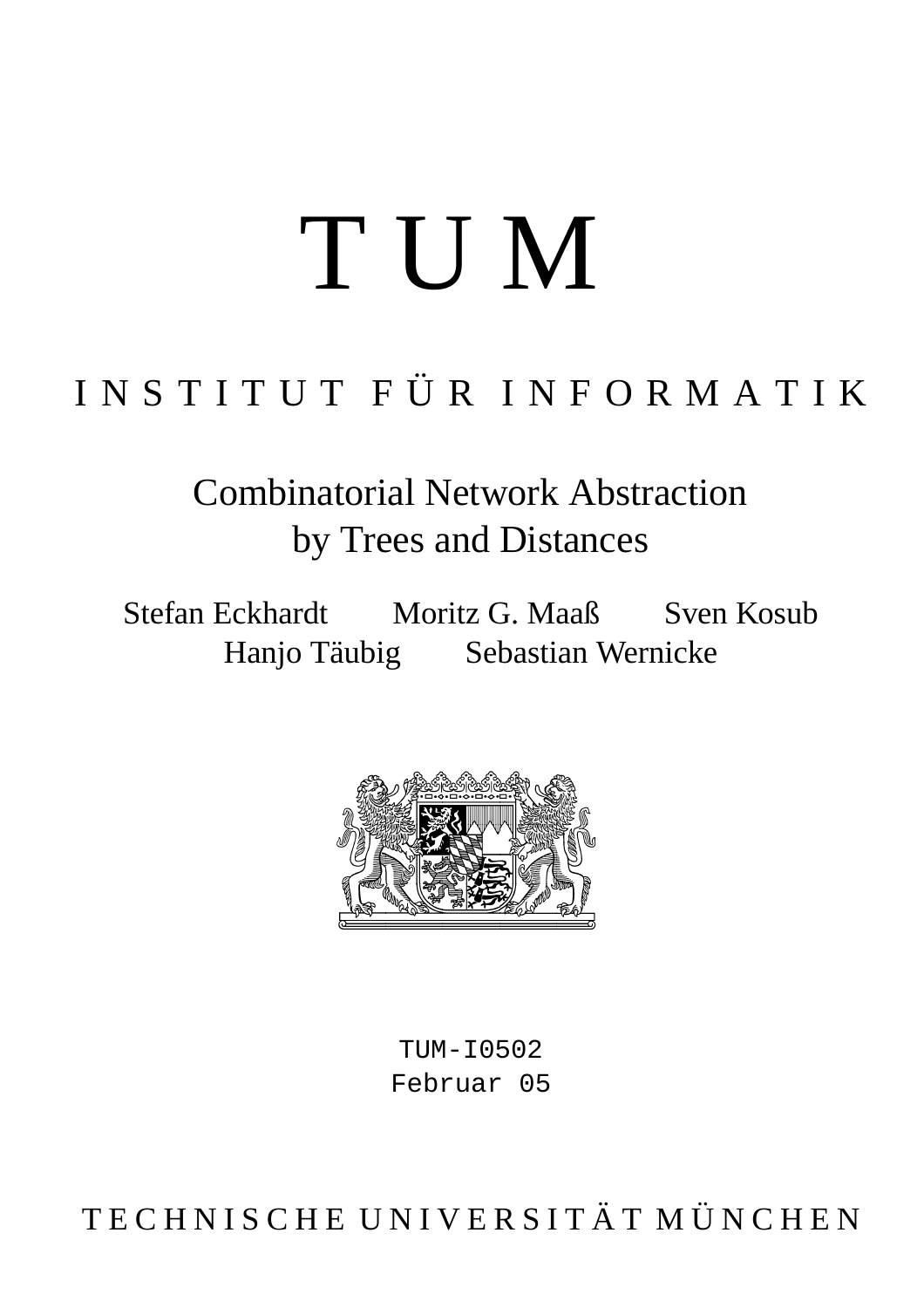# T U M

## I N S T I T U T F Ü R I N F O R M A T I K

# Combinatorial Network Abstraction by Trees and Distances

Stefan Eckhardt   Moritz G. Maaß   Sven Kosub
Hanjo Täubig   Sebastian Wernicke

TUM-I0502
Februar 05

T E C H N I S C H E U N I V E R S I T Ä T M Ü N C H E N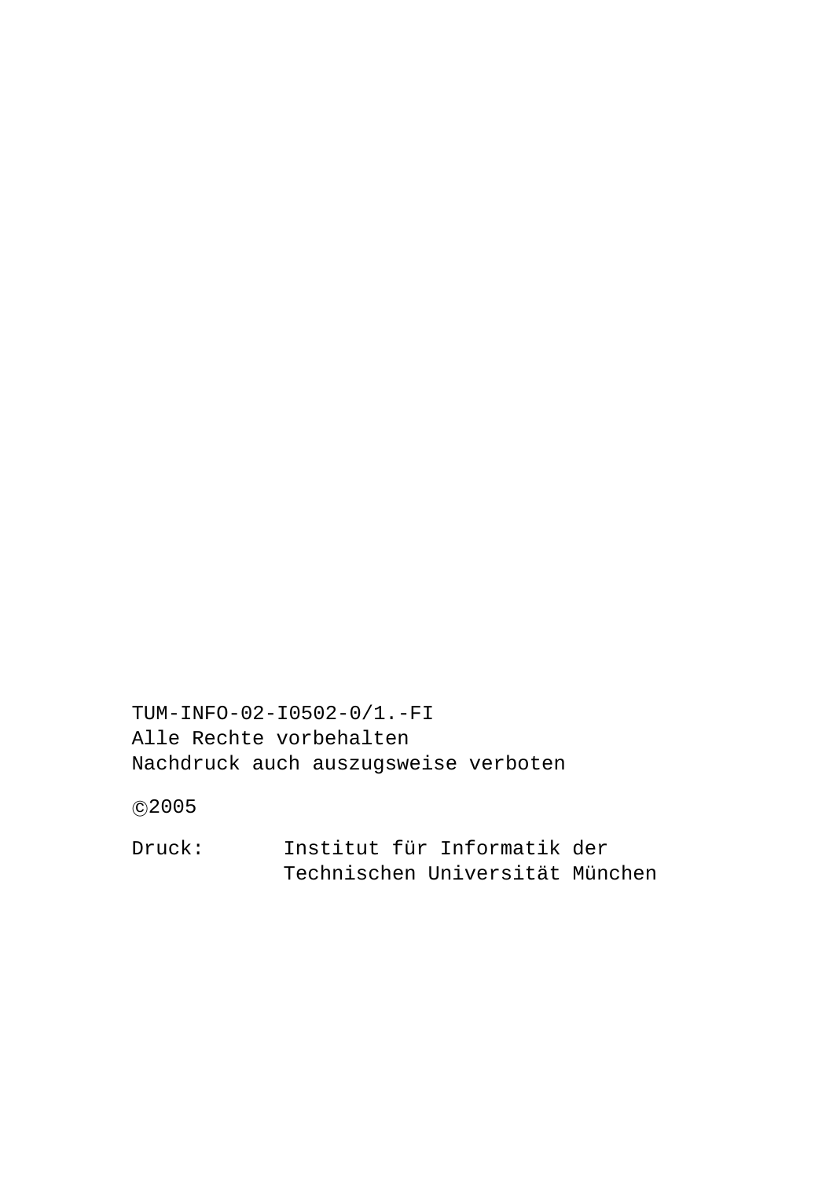TUM-INFO-02-I0502-0/1.-FI
Alle Rechte vorbehalten
Nachdruck auch auszugsweise verboten

©2005

Druck: Institut für Informatik der
Technischen Universität München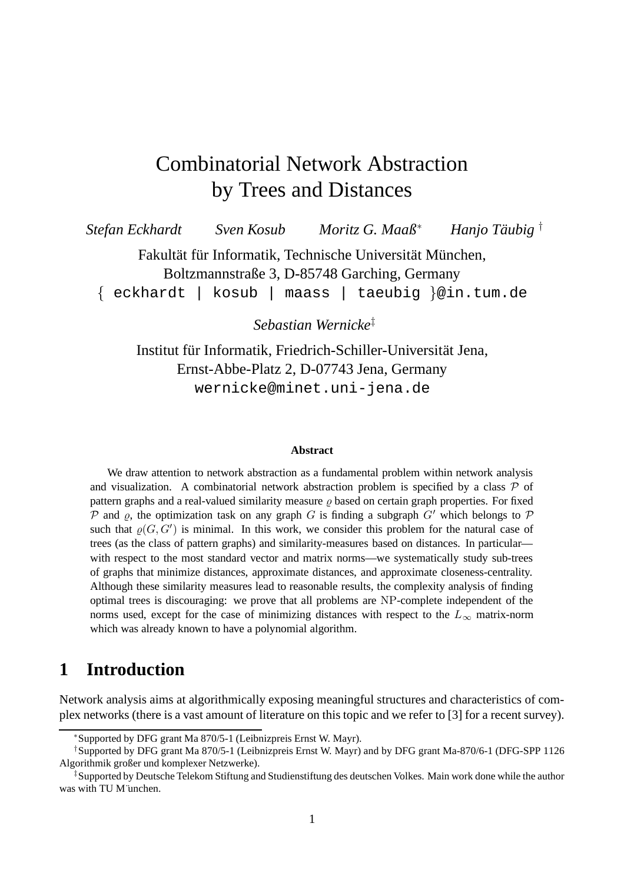# Combinatorial Network Abstraction by Trees and Distances

*Stefan Eckhardt* *Sven Kosub* *Moritz G. Maaß*[*] *Hanjo Täubig*[†]

Fakultät für Informatik, Technische Universität München,
Boltzmannstraße 3, D-85748 Garching, Germany
{ eckhardt | kosub | maass | taeubig }@in.tum.de

*Sebastian Wernicke*[‡]

Institut für Informatik, Friedrich-Schiller-Universität Jena,
Ernst-Abbe-Platz 2, D-07743 Jena, Germany
wernicke@minet.uni-jena.de

**Abstract**

We draw attention to network abstraction as a fundamental problem within network analysis and visualization. A combinatorial network abstraction problem is specified by a class $\mathcal{P}$ of pattern graphs and a real-valued similarity measure $\varrho$ based on certain graph properties. For fixed $\mathcal{P}$ and $\varrho$, the optimization task on any graph $G$ is finding a subgraph $G'$ which belongs to $\mathcal{P}$ such that $\varrho(G, G')$ is minimal. In this work, we consider this problem for the natural case of trees (as the class of pattern graphs) and similarity-measures based on distances. In particular—with respect to the most standard vector and matrix norms—we systematically study sub-trees of graphs that minimize distances, approximate distances, and approximate closeness-centrality. Although these similarity measures lead to reasonable results, the complexity analysis of finding optimal trees is discouraging: we prove that all problems are $\mathrm{NP}$-complete independent of the norms used, except for the case of minimizing distances with respect to the $L_\infty$ matrix-norm which was already known to have a polynomial algorithm.

## 1 Introduction

Network analysis aims at algorithmically exposing meaningful structures and characteristics of complex networks (there is a vast amount of literature on this topic and we refer to [3] for a recent survey).

---

[*] Supported by DFG grant Ma 870/5-1 (Leibnizpreis Ernst W. Mayr).

[†] Supported by DFG grant Ma 870/5-1 (Leibnizpreis Ernst W. Mayr) and by DFG grant Ma-870/6-1 (DFG-SPP 1126 Algorithmik großer und komplexer Netzwerke).

[‡] Supported by Deutsche Telekom Stiftung and Studienstiftung des deutschen Volkes. Main work done while the author was with TU München.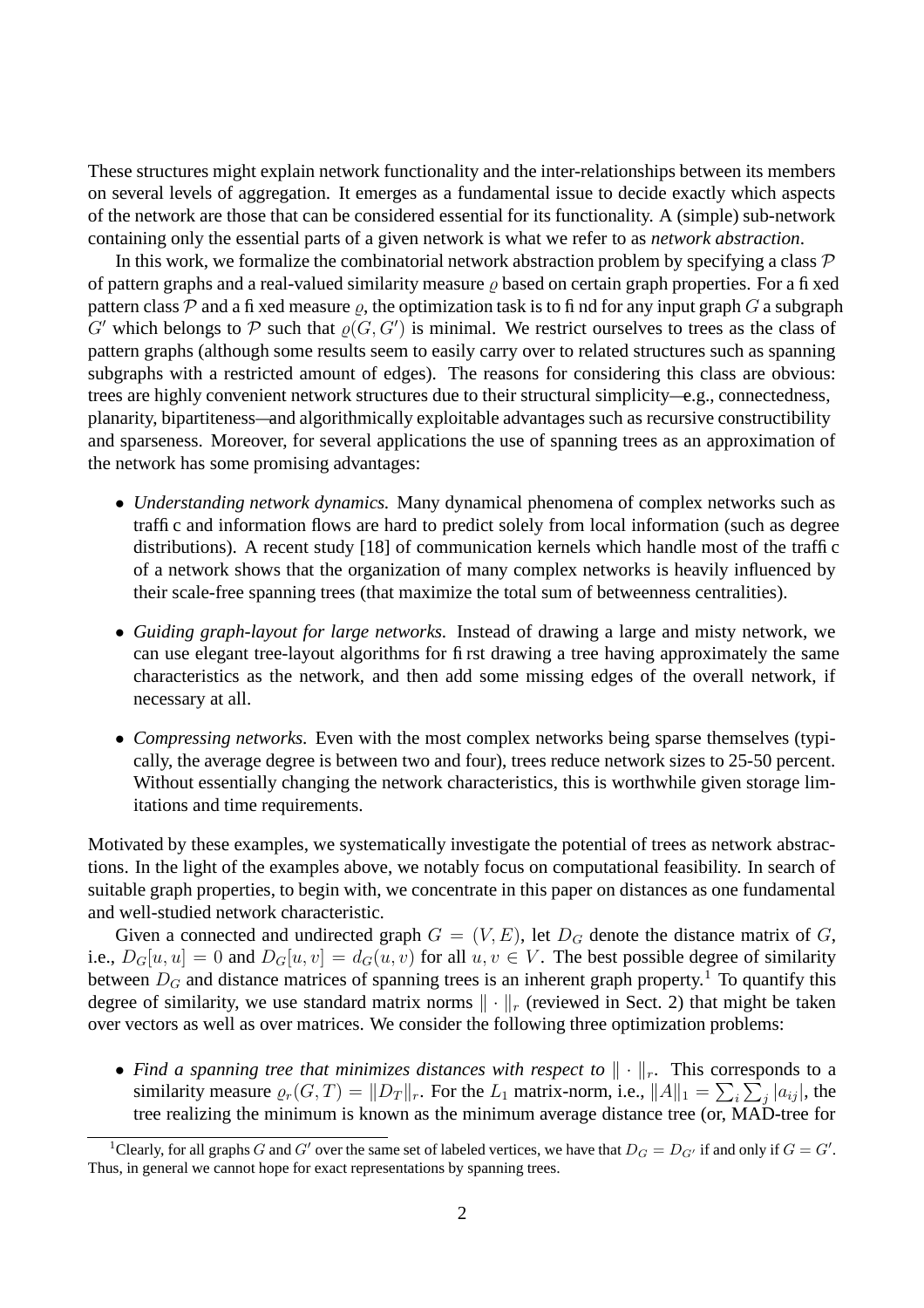These structures might explain network functionality and the inter-relationships between its members on several levels of aggregation. It emerges as a fundamental issue to decide exactly which aspects of the network are those that can be considered essential for its functionality. A (simple) sub-network containing only the essential parts of a given network is what we refer to as *network abstraction*.

In this work, we formalize the combinatorial network abstraction problem by specifying a class $\mathcal{P}$ of pattern graphs and a real-valued similarity measure $\varrho$ based on certain graph properties. For a fixed pattern class $\mathcal{P}$ and a fixed measure $\varrho$, the optimization task is to find for any input graph $G$ a subgraph $G'$ which belongs to $\mathcal{P}$ such that $\varrho(G, G')$ is minimal. We restrict ourselves to trees as the class of pattern graphs (although some results seem to easily carry over to related structures such as spanning subgraphs with a restricted amount of edges). The reasons for considering this class are obvious: trees are highly convenient network structures due to their structural simplicity—e.g., connectedness, planarity, bipartiteness—and algorithmically exploitable advantages such as recursive constructibility and sparseness. Moreover, for several applications the use of spanning trees as an approximation of the network has some promising advantages:

- *Understanding network dynamics.* Many dynamical phenomena of complex networks such as traffic and information flows are hard to predict solely from local information (such as degree distributions). A recent study [18] of communication kernels which handle most of the traffic of a network shows that the organization of many complex networks is heavily influenced by their scale-free spanning trees (that maximize the total sum of betweenness centralities).
- *Guiding graph-layout for large networks.* Instead of drawing a large and misty network, we can use elegant tree-layout algorithms for first drawing a tree having approximately the same characteristics as the network, and then add some missing edges of the overall network, if necessary at all.
- *Compressing networks.* Even with the most complex networks being sparse themselves (typically, the average degree is between two and four), trees reduce network sizes to 25-50 percent. Without essentially changing the network characteristics, this is worthwhile given storage limitations and time requirements.

Motivated by these examples, we systematically investigate the potential of trees as network abstractions. In the light of the examples above, we notably focus on computational feasibility. In search of suitable graph properties, to begin with, we concentrate in this paper on distances as one fundamental and well-studied network characteristic.

Given a connected and undirected graph $G = (V, E)$, let $D_G$ denote the distance matrix of $G$, i.e., $D_G[u, u] = 0$ and $D_G[u, v] = d_G(u, v)$ for all $u, v \in V$. The best possible degree of similarity between $D_G$ and distance matrices of spanning trees is an inherent graph property.[1] To quantify this degree of similarity, we use standard matrix norms $\| \cdot \|_r$ (reviewed in Sect. 2) that might be taken over vectors as well as over matrices. We consider the following three optimization problems:

- *Find a spanning tree that minimizes distances with respect to $\| \cdot \|_r$.* This corresponds to a similarity measure $\varrho_r(G, T) = \|D_T\|_r$. For the $L_1$ matrix-norm, i.e., $\|A\|_1 = \sum_i \sum_j |a_{ij}|$, the tree realizing the minimum is known as the minimum average distance tree (or, MAD-tree for

[1] Clearly, for all graphs $G$ and $G'$ over the same set of labeled vertices, we have that $D_G = D_{G'}$ if and only if $G = G'$. Thus, in general we cannot hope for exact representations by spanning trees.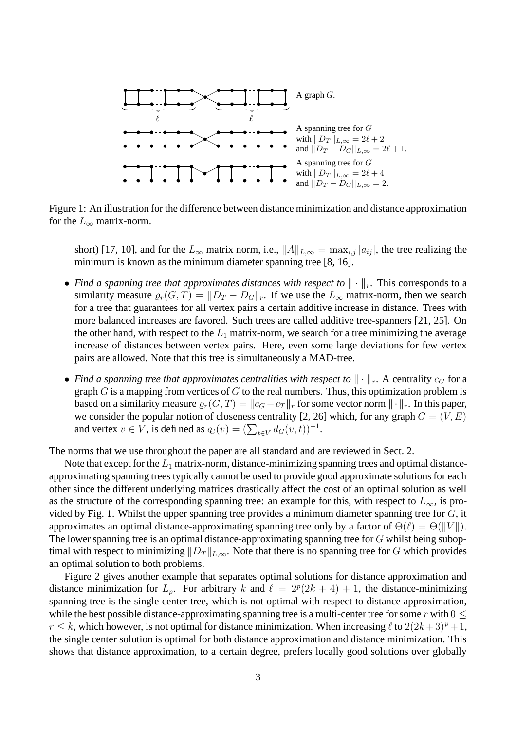A graph $G$.

A spanning tree for $G$ with $||D_T||_{L,\infty} = 2\ell + 2$ and $||D_T - D_G||_{L,\infty} = 2\ell + 1$.

A spanning tree for $G$ with $||D_T||_{L,\infty} = 2\ell + 4$ and $||D_T - D_G||_{L,\infty} = 2$.

Figure 1: An illustration for the difference between distance minimization and distance approximation for the $L_\infty$ matrix-norm.

short) [17, 10], and for the $L_\infty$ matrix norm, i.e., $\|A\|_{L,\infty} = \max_{i,j} |a_{ij}|$, the tree realizing the minimum is known as the minimum diameter spanning tree [8, 16].

- *Find a spanning tree that approximates distances with respect to* $\|\cdot\|_r$. This corresponds to a similarity measure $\varrho_r(G,T) = \|D_T - D_G\|_r$. If we use the $L_\infty$ matrix-norm, then we search for a tree that guarantees for all vertex pairs a certain additive increase in distance. Trees with more balanced increases are favored. Such trees are called additive tree-spanners [21, 25]. On the other hand, with respect to the $L_1$ matrix-norm, we search for a tree minimizing the average increase of distances between vertex pairs. Here, even some large deviations for few vertex pairs are allowed. Note that this tree is simultaneously a MAD-tree.
- *Find a spanning tree that approximates centralities with respect to* $\|\cdot\|_r$. A centrality $c_G$ for a graph $G$ is a mapping from vertices of $G$ to the real numbers. Thus, this optimization problem is based on a similarity measure $\varrho_r(G,T) = \|c_G - c_T\|_r$ for some vector norm $\|\cdot\|_r$. In this paper, we consider the popular notion of closeness centrality [2, 26] which, for any graph $G = (V,E)$ and vertex $v \in V$, is defined as $c_G(v) = (\sum_{t\in V} d_G(v,t))^{-1}$.

The norms that we use throughout the paper are all standard and are reviewed in Sect. 2.

Note that except for the $L_1$ matrix-norm, distance-minimizing spanning trees and optimal distance-approximating spanning trees typically cannot be used to provide good approximate solutions for each other since the different underlying matrices drastically affect the cost of an optimal solution as well as the structure of the corresponding spanning tree: an example for this, with respect to $L_\infty$, is provided by Fig. 1. Whilst the upper spanning tree provides a minimum diameter spanning tree for $G$, it approximates an optimal distance-approximating spanning tree only by a factor of $\Theta(\ell) = \Theta(\|V\|)$. The lower spanning tree is an optimal distance-approximating spanning tree for $G$ whilst being suboptimal with respect to minimizing $\|D_T\|_{L,\infty}$. Note that there is no spanning tree for $G$ which provides an optimal solution to both problems.

Figure 2 gives another example that separates optimal solutions for distance approximation and distance minimization for $L_p$. For arbitrary $k$ and $\ell = 2^p(2k+4)+1$, the distance-minimizing spanning tree is the single center tree, which is not optimal with respect to distance approximation, while the best possible distance-approximating spanning tree is a multi-center tree for some $r$ with $0 \leq r \leq k$, which however, is not optimal for distance minimization. When increasing $\ell$ to $2(2k+3)^p+1$, the single center solution is optimal for both distance approximation and distance minimization. This shows that distance approximation, to a certain degree, prefers locally good solutions over globally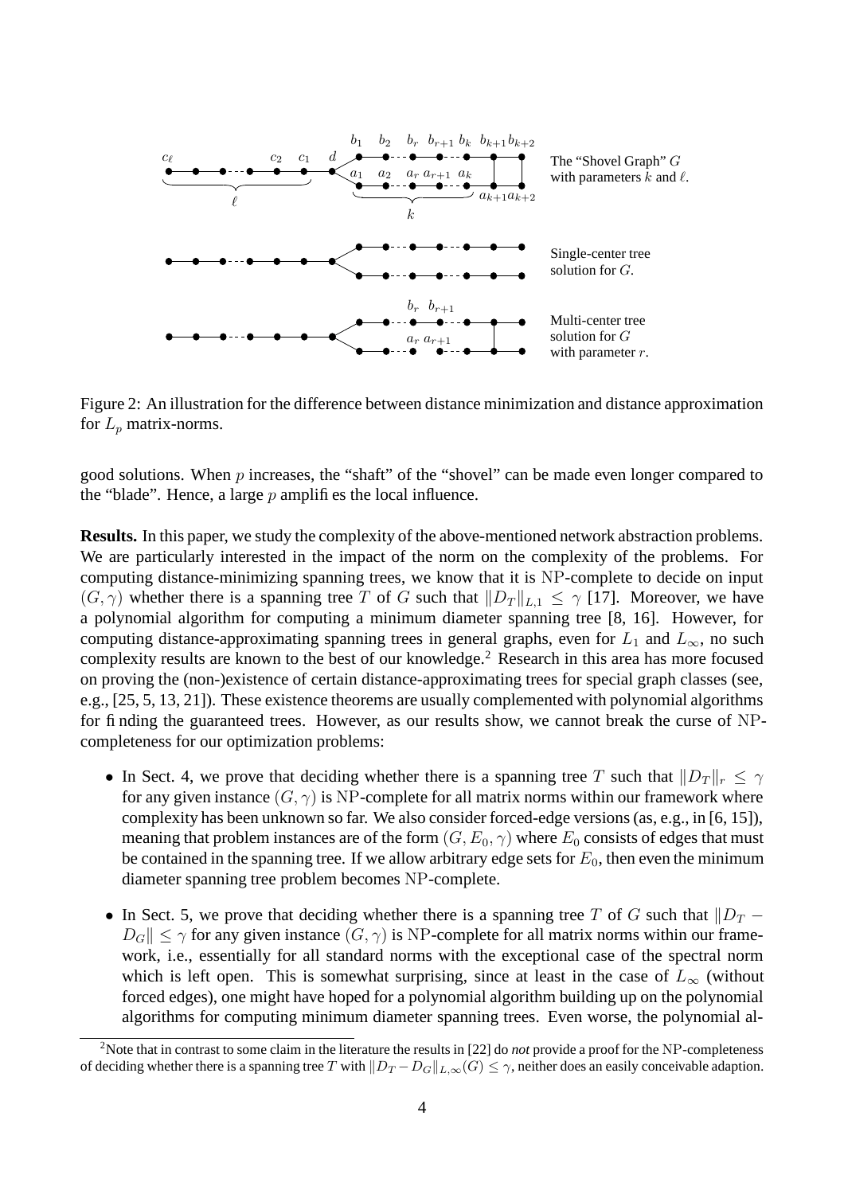Figure 2: An illustration for the difference between distance minimization and distance approximation for $L_p$ matrix-norms.

good solutions. When $p$ increases, the "shaft" of the "shovel" can be made even longer compared to the "blade". Hence, a large $p$ amplifies the local influence.

**Results.** In this paper, we study the complexity of the above-mentioned network abstraction problems. We are particularly interested in the impact of the norm on the complexity of the problems. For computing distance-minimizing spanning trees, we know that it is NP-complete to decide on input $(G, \gamma)$ whether there is a spanning tree $T$ of $G$ such that $\|D_T\|_{L,1} \leq \gamma$ [17]. Moreover, we have a polynomial algorithm for computing a minimum diameter spanning tree [8, 16]. However, for computing distance-approximating spanning trees in general graphs, even for $L_1$ and $L_\infty$, no such complexity results are known to the best of our knowledge.[2] Research in this area has more focused on proving the (non-)existence of certain distance-approximating trees for special graph classes (see, e.g., [25, 5, 13, 21]). These existence theorems are usually complemented with polynomial algorithms for finding the guaranteed trees. However, as our results show, we cannot break the curse of NP-completeness for our optimization problems:

- In Sect. 4, we prove that deciding whether there is a spanning tree $T$ such that $\|D_T\|_r \leq \gamma$ for any given instance $(G, \gamma)$ is NP-complete for all matrix norms within our framework where complexity has been unknown so far. We also consider forced-edge versions (as, e.g., in [6, 15]), meaning that problem instances are of the form $(G, E_0, \gamma)$ where $E_0$ consists of edges that must be contained in the spanning tree. If we allow arbitrary edge sets for $E_0$, then even the minimum diameter spanning tree problem becomes NP-complete.
- In Sect. 5, we prove that deciding whether there is a spanning tree $T$ of $G$ such that $\|D_T - D_G\| \leq \gamma$ for any given instance $(G, \gamma)$ is NP-complete for all matrix norms within our framework, i.e., essentially for all standard norms with the exceptional case of the spectral norm which is left open. This is somewhat surprising, since at least in the case of $L_\infty$ (without forced edges), one might have hoped for a polynomial algorithm building up on the polynomial algorithms for computing minimum diameter spanning trees. Even worse, the polynomial al-

[2] Note that in contrast to some claim in the literature the results in [22] do *not* provide a proof for the NP-completeness of deciding whether there is a spanning tree $T$ with $\|D_T - D_G\|_{L,\infty}(G) \leq \gamma$, neither does an easily conceivable adaption.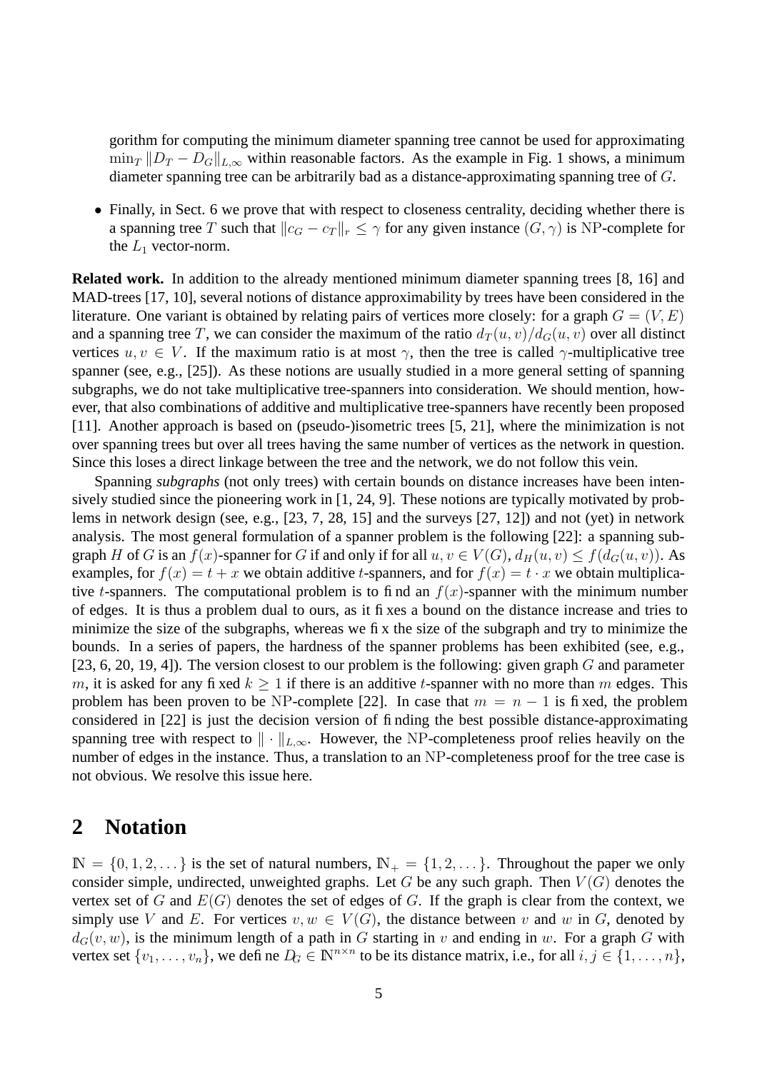gorithm for computing the minimum diameter spanning tree cannot be used for approximating $\min_T \|D_T - D_G\|_{L,\infty}$ within reasonable factors. As the example in Fig. 1 shows, a minimum diameter spanning tree can be arbitrarily bad as a distance-approximating spanning tree of $G$.

- Finally, in Sect. 6 we prove that with respect to closeness centrality, deciding whether there is a spanning tree $T$ such that $\|c_G - c_T\|_r \leq \gamma$ for any given instance $(G, \gamma)$ is NP-complete for the $L_1$ vector-norm.

**Related work.** In addition to the already mentioned minimum diameter spanning trees [8, 16] and MAD-trees [17, 10], several notions of distance approximability by trees have been considered in the literature. One variant is obtained by relating pairs of vertices more closely: for a graph $G = (V, E)$ and a spanning tree $T$, we can consider the maximum of the ratio $d_T(u, v)/d_G(u, v)$ over all distinct vertices $u, v \in V$. If the maximum ratio is at most $\gamma$, then the tree is called $\gamma$-multiplicative tree spanner (see, e.g., [25]). As these notions are usually studied in a more general setting of spanning subgraphs, we do not take multiplicative tree-spanners into consideration. We should mention, however, that also combinations of additive and multiplicative tree-spanners have recently been proposed [11]. Another approach is based on (pseudo-)isometric trees [5, 21], where the minimization is not over spanning trees but over all trees having the same number of vertices as the network in question. Since this loses a direct linkage between the tree and the network, we do not follow this vein.

Spanning *subgraphs* (not only trees) with certain bounds on distance increases have been intensively studied since the pioneering work in [1, 24, 9]. These notions are typically motivated by problems in network design (see, e.g., [23, 7, 28, 15] and the surveys [27, 12]) and not (yet) in network analysis. The most general formulation of a spanner problem is the following [22]: a spanning subgraph $H$ of $G$ is an $f(x)$-spanner for $G$ if and only if for all $u, v \in V(G)$, $d_H(u, v) \leq f(d_G(u, v))$. As examples, for $f(x) = t + x$ we obtain additive $t$-spanners, and for $f(x) = t \cdot x$ we obtain multiplicative $t$-spanners. The computational problem is to find an $f(x)$-spanner with the minimum number of edges. It is thus a problem dual to ours, as it fixes a bound on the distance increase and tries to minimize the size of the subgraphs, whereas we fix the size of the subgraph and try to minimize the bounds. In a series of papers, the hardness of the spanner problems has been exhibited (see, e.g., [23, 6, 20, 19, 4]). The version closest to our problem is the following: given graph $G$ and parameter $m$, it is asked for any fixed $k \geq 1$ if there is an additive $t$-spanner with no more than $m$ edges. This problem has been proven to be NP-complete [22]. In case that $m = n - 1$ is fixed, the problem considered in [22] is just the decision version of finding the best possible distance-approximating spanning tree with respect to $\|\cdot\|_{L,\infty}$. However, the NP-completeness proof relies heavily on the number of edges in the instance. Thus, a translation to an NP-completeness proof for the tree case is not obvious. We resolve this issue here.

## 2 Notation

$\mathbb{N} = \{0, 1, 2, \dots\}$ is the set of natural numbers, $\mathbb{N}_+ = \{1, 2, \dots\}$. Throughout the paper we only consider simple, undirected, unweighted graphs. Let $G$ be any such graph. Then $V(G)$ denotes the vertex set of $G$ and $E(G)$ denotes the set of edges of $G$. If the graph is clear from the context, we simply use $V$ and $E$. For vertices $v, w \in V(G)$, the distance between $v$ and $w$ in $G$, denoted by $d_G(v, w)$, is the minimum length of a path in $G$ starting in $v$ and ending in $w$. For a graph $G$ with vertex set $\{v_1, \dots, v_n\}$, we define $D_G \in \mathbb{N}^{n \times n}$ to be its distance matrix, i.e., for all $i, j \in \{1, \dots, n\}$,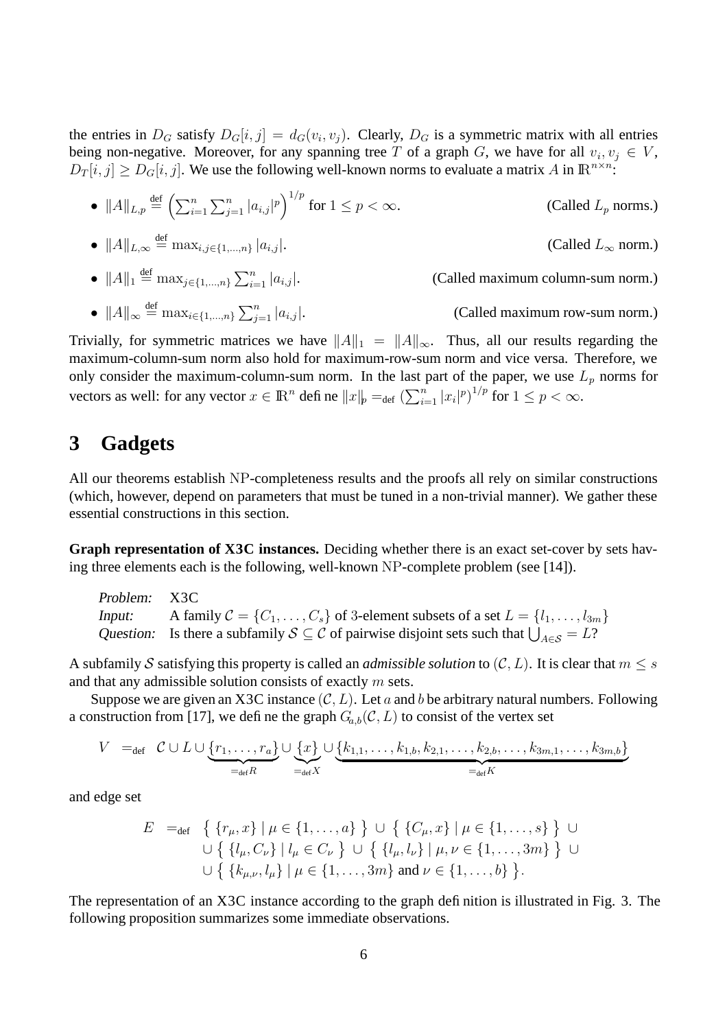the entries in $D_G$ satisfy $D_G[i,j] = d_G(v_i, v_j)$. Clearly, $D_G$ is a symmetric matrix with all entries being non-negative. Moreover, for any spanning tree $T$ of a graph $G$, we have for all $v_i, v_j \in V$, $D_T[i,j] \geq D_G[i,j]$. We use the following well-known norms to evaluate a matrix $A$ in $\mathbb{R}^{n\times n}$:

- $\|A\|_{L,p} \stackrel{\text{def}}{=} \left(\sum_{i=1}^n \sum_{j=1}^n |a_{i,j}|^p\right)^{1/p}$ for $1 \leq p < \infty$. (Called $L_p$ norms.)
- $\|A\|_{L,\infty} \stackrel{\text{def}}{=} \max_{i,j\in\{1,\ldots,n\}} |a_{i,j}|$. (Called $L_\infty$ norm.)
- $\|A\|_1 \stackrel{\text{def}}{=} \max_{j\in\{1,\ldots,n\}} \sum_{i=1}^n |a_{i,j}|$. (Called maximum column-sum norm.)
- $\|A\|_\infty \stackrel{\text{def}}{=} \max_{i\in\{1,\ldots,n\}} \sum_{j=1}^n |a_{i,j}|$. (Called maximum row-sum norm.)

Trivially, for symmetric matrices we have $\|A\|_1 = \|A\|_\infty$. Thus, all our results regarding the maximum-column-sum norm also hold for maximum-row-sum norm and vice versa. Therefore, we only consider the maximum-column-sum norm. In the last part of the paper, we use $L_p$ norms for vectors as well: for any vector $x \in \mathbb{R}^n$ define $\|x\|_p =_{\text{def}} \left(\sum_{i=1}^n |x_i|^p\right)^{1/p}$ for $1 \leq p < \infty$.

## 3 Gadgets

All our theorems establish NP-completeness results and the proofs all rely on similar constructions (which, however, depend on parameters that must be tuned in a non-trivial manner). We gather these essential constructions in this section.

**Graph representation of X3C instances.** Deciding whether there is an exact set-cover by sets having three elements each is the following, well-known NP-complete problem (see [14]).

*Problem:* X3C
*Input:* A family $\mathcal{C} = \{C_1, \ldots, C_s\}$ of 3-element subsets of a set $L = \{l_1, \ldots, l_{3m}\}$
*Question:* Is there a subfamily $\mathcal{S} \subseteq \mathcal{C}$ of pairwise disjoint sets such that $\bigcup_{A\in\mathcal{S}} = L$?

A subfamily $\mathcal{S}$ satisfying this property is called an *admissible solution* to $(\mathcal{C}, L)$. It is clear that $m \leq s$ and that any admissible solution consists of exactly $m$ sets.

Suppose we are given an X3C instance $(\mathcal{C}, L)$. Let $a$ and $b$ be arbitrary natural numbers. Following a construction from [17], we define the graph $G_{a,b}(\mathcal{C}, L)$ to consist of the vertex set

$$V \;=_{\text{def}}\; \mathcal{C} \cup L \cup \underbrace{\{r_1, \ldots, r_a\}}_{=_{\text{def}} R} \cup \underbrace{\{x\}}_{=_{\text{def}} X} \cup \underbrace{\{k_{1,1}, \ldots, k_{1,b}, k_{2,1}, \ldots, k_{2,b}, \ldots, k_{3m,1}, \ldots, k_{3m,b}\}}_{=_{\text{def}} K}$$

and edge set

$$\begin{aligned} E \;=_{\text{def}}\; & \left\{ \{r_\mu, x\} \mid \mu \in \{1, \ldots, a\} \right\} \cup \left\{ \{C_\mu, x\} \mid \mu \in \{1, \ldots, s\} \right\} \cup \\ & \cup \left\{ \{l_\mu, C_\nu\} \mid l_\mu \in C_\nu \right\} \cup \left\{ \{l_\mu, l_\nu\} \mid \mu, \nu \in \{1, \ldots, 3m\} \right\} \cup \\ & \cup \left\{ \{k_{\mu,\nu}, l_\mu\} \mid \mu \in \{1, \ldots, 3m\} \text{ and } \nu \in \{1, \ldots, b\} \right\}. \end{aligned}$$

The representation of an X3C instance according to the graph definition is illustrated in Fig. 3. The following proposition summarizes some immediate observations.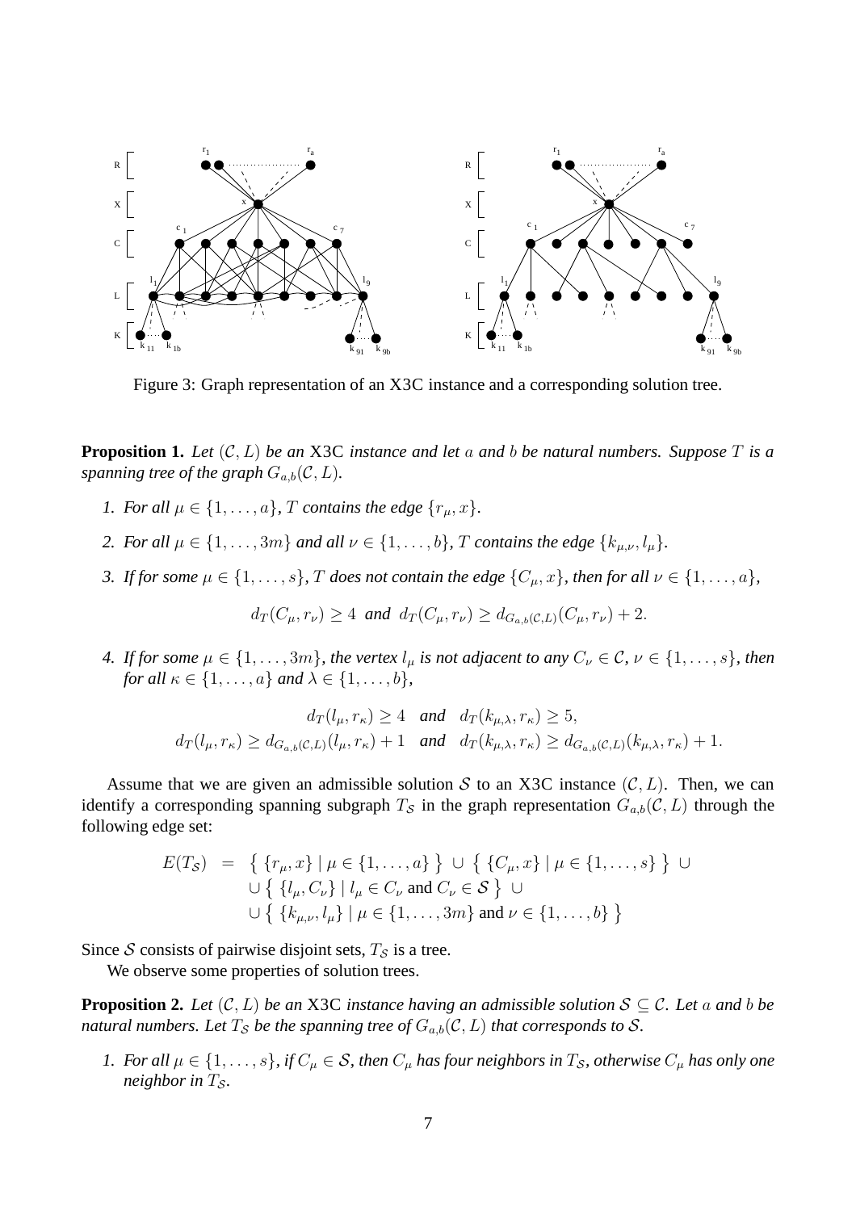Figure 3: Graph representation of an X3C instance and a corresponding solution tree.

**Proposition 1.** *Let $(\mathcal{C}, L)$ be an* X3C *instance and let $a$ and $b$ be natural numbers. Suppose $T$ is a spanning tree of the graph $G_{a,b}(\mathcal{C}, L)$.*

1. *For all $\mu \in \{1, \ldots, a\}$, $T$ contains the edge $\{r_\mu, x\}$.*
2. *For all $\mu \in \{1, \ldots, 3m\}$ and all $\nu \in \{1, \ldots, b\}$, $T$ contains the edge $\{k_{\mu,\nu}, l_\mu\}$.*
3. *If for some $\mu \in \{1, \ldots, s\}$, $T$ does not contain the edge $\{C_\mu, x\}$, then for all $\nu \in \{1, \ldots, a\}$,*

$$d_T(C_\mu, r_\nu) \geq 4 \ \text{ and } \ d_T(C_\mu, r_\nu) \geq d_{G_{a,b}(\mathcal{C},L)}(C_\mu, r_\nu) + 2.$$

4. *If for some $\mu \in \{1, \ldots, 3m\}$, the vertex $l_\mu$ is not adjacent to any $C_\nu \in \mathcal{C}$, $\nu \in \{1, \ldots, s\}$, then for all $\kappa \in \{1, \ldots, a\}$ and $\lambda \in \{1, \ldots, b\}$,*

$$d_T(l_\mu, r_\kappa) \geq 4 \quad \text{and} \quad d_T(k_{\mu,\lambda}, r_\kappa) \geq 5,$$
$$d_T(l_\mu, r_\kappa) \geq d_{G_{a,b}(\mathcal{C},L)}(l_\mu, r_\kappa) + 1 \quad \text{and} \quad d_T(k_{\mu,\lambda}, r_\kappa) \geq d_{G_{a,b}(\mathcal{C},L)}(k_{\mu,\lambda}, r_\kappa) + 1.$$

Assume that we are given an admissible solution $\mathcal{S}$ to an X3C instance $(\mathcal{C}, L)$. Then, we can identify a corresponding spanning subgraph $T_\mathcal{S}$ in the graph representation $G_{a,b}(\mathcal{C}, L)$ through the following edge set:

$$\begin{aligned}
E(T_\mathcal{S}) &= \big\{ \{r_\mu, x\} \mid \mu \in \{1, \ldots, a\} \big\} \cup \big\{ \{C_\mu, x\} \mid \mu \in \{1, \ldots, s\} \big\} \cup \\
&\cup \big\{ \{l_\mu, C_\nu\} \mid l_\mu \in C_\nu \text{ and } C_\nu \in \mathcal{S} \big\} \cup \\
&\cup \big\{ \{k_{\mu,\nu}, l_\mu\} \mid \mu \in \{1, \ldots, 3m\} \text{ and } \nu \in \{1, \ldots, b\} \big\}
\end{aligned}$$

Since $\mathcal{S}$ consists of pairwise disjoint sets, $T_\mathcal{S}$ is a tree.

We observe some properties of solution trees.

**Proposition 2.** *Let $(\mathcal{C}, L)$ be an* X3C *instance having an admissible solution $\mathcal{S} \subseteq \mathcal{C}$. Let $a$ and $b$ be natural numbers. Let $T_\mathcal{S}$ be the spanning tree of $G_{a,b}(\mathcal{C}, L)$ that corresponds to $\mathcal{S}$.*

1. *For all $\mu \in \{1, \ldots, s\}$, if $C_\mu \in \mathcal{S}$, then $C_\mu$ has four neighbors in $T_\mathcal{S}$, otherwise $C_\mu$ has only one neighbor in $T_\mathcal{S}$.*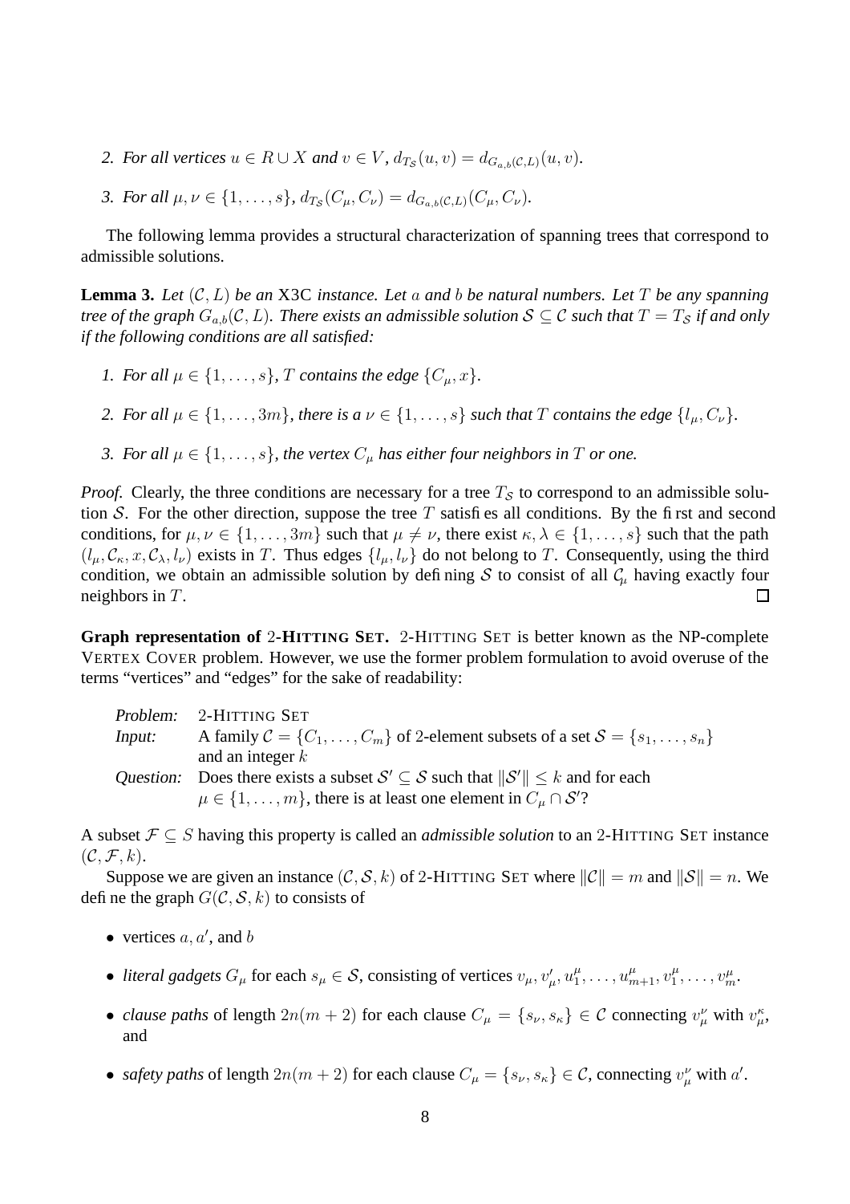2. *For all vertices* $u \in R \cup X$ *and* $v \in V$, $d_{T_\mathcal{S}}(u,v) = d_{G_{a,b}(\mathcal{C},L)}(u,v)$.

3. *For all* $\mu, \nu \in \{1,\ldots,s\}$, $d_{T_\mathcal{S}}(C_\mu, C_\nu) = d_{G_{a,b}(\mathcal{C},L)}(C_\mu, C_\nu)$.

The following lemma provides a structural characterization of spanning trees that correspond to admissible solutions.

**Lemma 3.** *Let* $(\mathcal{C}, L)$ *be an* X3C *instance. Let* $a$ *and* $b$ *be natural numbers. Let* $T$ *be any spanning tree of the graph* $G_{a,b}(\mathcal{C}, L)$. *There exists an admissible solution* $\mathcal{S} \subseteq \mathcal{C}$ *such that* $T = T_\mathcal{S}$ *if and only if the following conditions are all satisfied:*

1. *For all* $\mu \in \{1,\ldots,s\}$, $T$ *contains the edge* $\{C_\mu, x\}$.

2. *For all* $\mu \in \{1,\ldots,3m\}$, *there is a* $\nu \in \{1,\ldots,s\}$ *such that* $T$ *contains the edge* $\{l_\mu, C_\nu\}$.

3. *For all* $\mu \in \{1,\ldots,s\}$, *the vertex* $C_\mu$ *has either four neighbors in* $T$ *or one.*

*Proof.* Clearly, the three conditions are necessary for a tree $T_\mathcal{S}$ to correspond to an admissible solution $\mathcal{S}$. For the other direction, suppose the tree $T$ satisfies all conditions. By the first and second conditions, for $\mu, \nu \in \{1,\ldots,3m\}$ such that $\mu \neq \nu$, there exist $\kappa, \lambda \in \{1,\ldots,s\}$ such that the path $(l_\mu, \mathcal{C}_\kappa, x, \mathcal{C}_\lambda, l_\nu)$ exists in $T$. Thus edges $\{l_\mu, l_\nu\}$ do not belong to $T$. Consequently, using the third condition, we obtain an admissible solution by defining $\mathcal{S}$ to consist of all $\mathcal{C}_\mu$ having exactly four neighbors in $T$. ☐

**Graph representation of 2-HITTING SET.** 2-HITTING SET is better known as the NP-complete VERTEX COVER problem. However, we use the former problem formulation to avoid overuse of the terms "vertices" and "edges" for the sake of readability:

*Problem:* 2-HITTING SET
*Input:* A family $\mathcal{C} = \{C_1,\ldots,C_m\}$ of 2-element subsets of a set $\mathcal{S} = \{s_1,\ldots,s_n\}$ and an integer $k$
*Question:* Does there exists a subset $\mathcal{S}' \subseteq \mathcal{S}$ such that $\|\mathcal{S}'\| \leq k$ and for each $\mu \in \{1,\ldots,m\}$, there is at least one element in $C_\mu \cap \mathcal{S}'$?

A subset $\mathcal{F} \subseteq S$ having this property is called an *admissible solution* to an 2-HITTING SET instance $(\mathcal{C}, \mathcal{F}, k)$.

Suppose we are given an instance $(\mathcal{C}, \mathcal{S}, k)$ of 2-HITTING SET where $\|\mathcal{C}\| = m$ and $\|\mathcal{S}\| = n$. We define the graph $G(\mathcal{C}, \mathcal{S}, k)$ to consists of

- vertices $a, a'$, and $b$
- *literal gadgets* $G_\mu$ for each $s_\mu \in \mathcal{S}$, consisting of vertices $v_\mu, v'_\mu, u^\mu_1, \ldots, u^\mu_{m+1}, v^\mu_1, \ldots, v^\mu_m$.
- *clause paths* of length $2n(m+2)$ for each clause $C_\mu = \{s_\nu, s_\kappa\} \in \mathcal{C}$ connecting $v^\nu_\mu$ with $v^\kappa_\mu$, and
- *safety paths* of length $2n(m+2)$ for each clause $C_\mu = \{s_\nu, s_\kappa\} \in \mathcal{C}$, connecting $v^\nu_\mu$ with $a'$.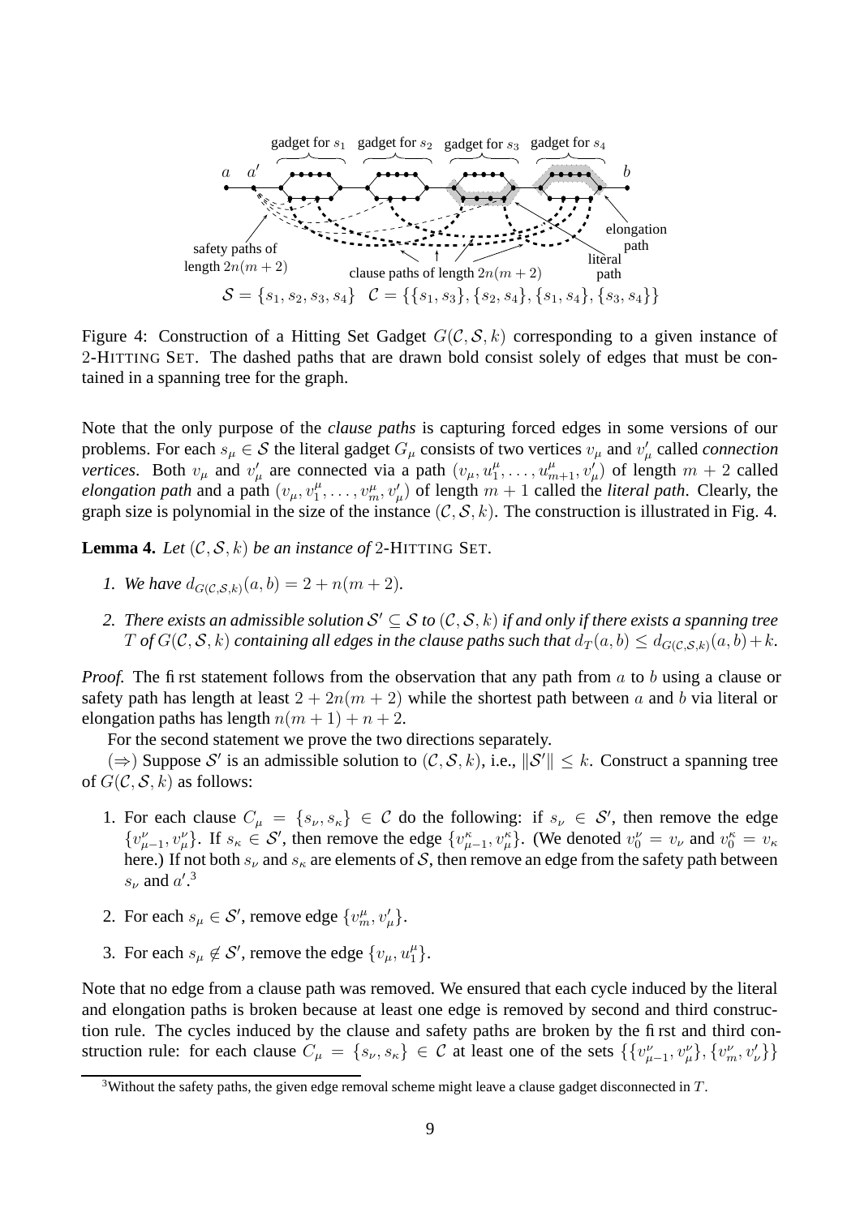Figure 4: Construction of a Hitting Set Gadget $G(\mathcal{C}, \mathcal{S}, k)$ corresponding to a given instance of 2-HITTING SET. The dashed paths that are drawn bold consist solely of edges that must be contained in a spanning tree for the graph.

Note that the only purpose of the *clause paths* is capturing forced edges in some versions of our problems. For each $s_\mu \in \mathcal{S}$ the literal gadget $G_\mu$ consists of two vertices $v_\mu$ and $v'_\mu$ called *connection vertices*. Both $v_\mu$ and $v'_\mu$ are connected via a path $(v_\mu, u^\mu_1, \ldots, u^\mu_{m+1}, v'_\mu)$ of length $m + 2$ called *elongation path* and a path $(v_\mu, v^\mu_1, \ldots, v^\mu_m, v'_\mu)$ of length $m + 1$ called the *literal path*. Clearly, the graph size is polynomial in the size of the instance $(\mathcal{C}, \mathcal{S}, k)$. The construction is illustrated in Fig. 4.

**Lemma 4.** *Let $(\mathcal{C}, \mathcal{S}, k)$ be an instance of 2-HITTING SET.*

1. *We have $d_{G(\mathcal{C},\mathcal{S},k)}(a, b) = 2 + n(m + 2)$.*
2. *There exists an admissible solution $\mathcal{S}' \subseteq \mathcal{S}$ to $(\mathcal{C}, \mathcal{S}, k)$ if and only if there exists a spanning tree $T$ of $G(\mathcal{C}, \mathcal{S}, k)$ containing all edges in the clause paths such that $d_T(a, b) \leq d_{G(\mathcal{C},\mathcal{S},k)}(a, b) + k$.*

*Proof.* The first statement follows from the observation that any path from $a$ to $b$ using a clause or safety path has length at least $2 + 2n(m + 2)$ while the shortest path between $a$ and $b$ via literal or elongation paths has length $n(m + 1) + n + 2$.

For the second statement we prove the two directions separately.

($\Rightarrow$) Suppose $\mathcal{S}'$ is an admissible solution to $(\mathcal{C}, \mathcal{S}, k)$, i.e., $\|\mathcal{S}'\| \leq k$. Construct a spanning tree of $G(\mathcal{C}, \mathcal{S}, k)$ as follows:

1. For each clause $C_\mu = \{s_\nu, s_\kappa\} \in \mathcal{C}$ do the following: if $s_\nu \in \mathcal{S}'$, then remove the edge $\{v^\nu_{\mu-1}, v^\nu_\mu\}$. If $s_\kappa \in \mathcal{S}'$, then remove the edge $\{v^\kappa_{\mu-1}, v^\kappa_\mu\}$. (We denoted $v^\nu_0 = v_\nu$ and $v^\kappa_0 = v_\kappa$ here.) If not both $s_\nu$ and $s_\kappa$ are elements of $\mathcal{S}$, then remove an edge from the safety path between $s_\nu$ and $a'$.[3]
2. For each $s_\mu \in \mathcal{S}'$, remove edge $\{v^\mu_m, v'_\mu\}$.
3. For each $s_\mu \notin \mathcal{S}'$, remove the edge $\{v_\mu, u^\mu_1\}$.

Note that no edge from a clause path was removed. We ensured that each cycle induced by the literal and elongation paths is broken because at least one edge is removed by second and third construction rule. The cycles induced by the clause and safety paths are broken by the first and third construction rule: for each clause $C_\mu = \{s_\nu, s_\kappa\} \in \mathcal{C}$ at least one of the sets $\{\{v^\nu_{\mu-1}, v^\nu_\mu\}, \{v^\nu_m, v'_\nu\}\}$

[3] Without the safety paths, the given edge removal scheme might leave a clause gadget disconnected in $T$.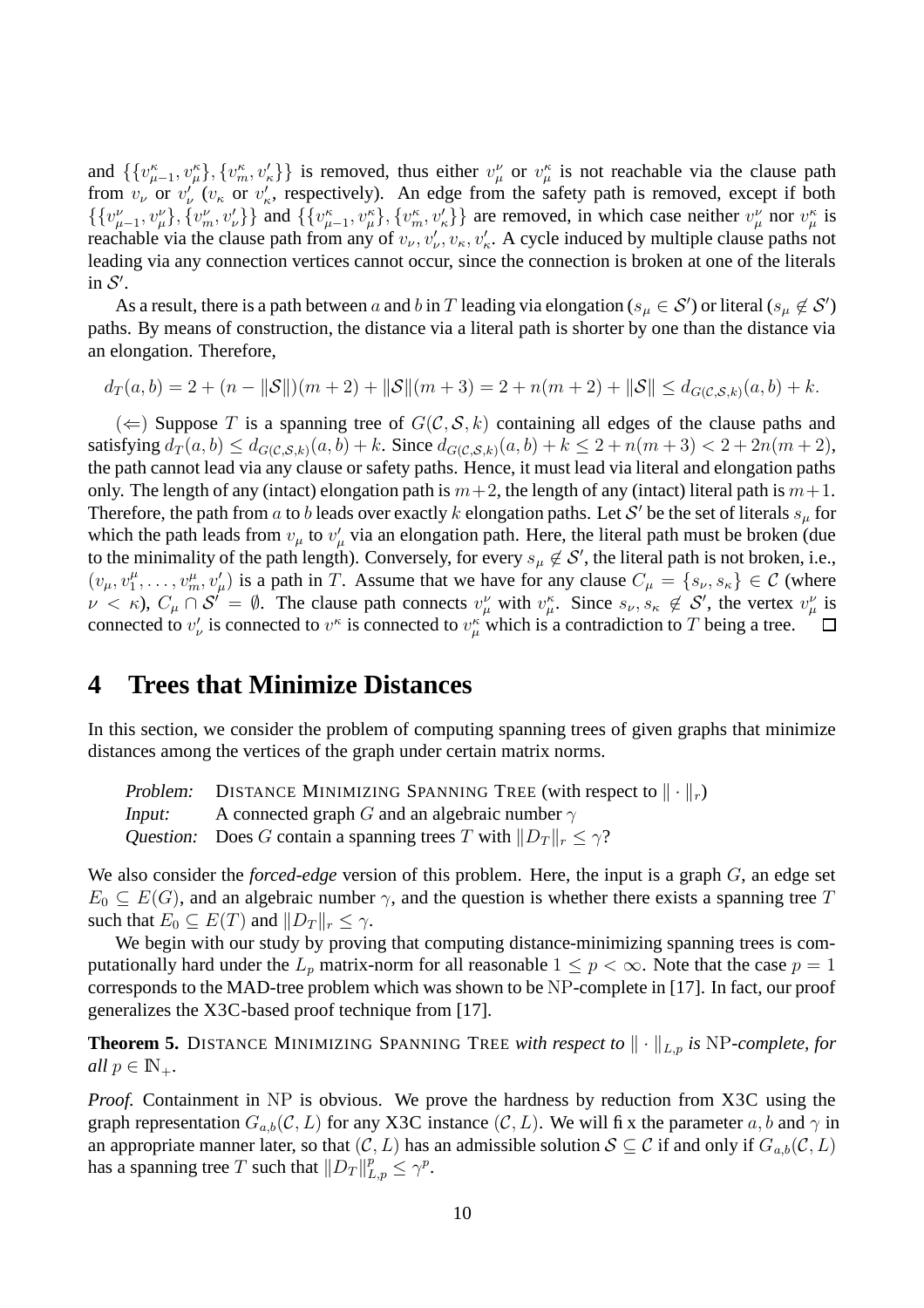and $\{\{v^{\kappa}_{\mu-1}, v^{\kappa}_{\mu}\}, \{v^{\kappa}_{m}, v'_{\kappa}\}\}$ is removed, thus either $v^{\nu}_{\mu}$ or $v^{\kappa}_{\mu}$ is not reachable via the clause path from $v_{\nu}$ or $v'_{\nu}$ ($v_{\kappa}$ or $v'_{\kappa}$, respectively). An edge from the safety path is removed, except if both $\{\{v^{\nu}_{\mu-1}, v^{\nu}_{\mu}\}, \{v^{\nu}_{m}, v'_{\nu}\}\}$ and $\{\{v^{\kappa}_{\mu-1}, v^{\kappa}_{\mu}\}, \{v^{\kappa}_{m}, v'_{\kappa}\}\}$ are removed, in which case neither $v^{\nu}_{\mu}$ nor $v^{\kappa}_{\mu}$ is reachable via the clause path from any of $v_{\nu}, v'_{\nu}, v_{\kappa}, v'_{\kappa}$. A cycle induced by multiple clause paths not leading via any connection vertices cannot occur, since the connection is broken at one of the literals in $\mathcal{S}'$.

As a result, there is a path between $a$ and $b$ in $T$ leading via elongation ($s_{\mu} \in \mathcal{S}'$) or literal ($s_{\mu} \notin \mathcal{S}'$) paths. By means of construction, the distance via a literal path is shorter by one than the distance via an elongation. Therefore,

$$d_T(a,b) = 2 + (n - \|\mathcal{S}\|)(m+2) + \|\mathcal{S}\|(m+3) = 2 + n(m+2) + \|\mathcal{S}\| \leq d_{G(\mathcal{C},\mathcal{S},k)}(a,b) + k.$$

($\Leftarrow$) Suppose $T$ is a spanning tree of $G(\mathcal{C},\mathcal{S},k)$ containing all edges of the clause paths and satisfying $d_T(a,b) \leq d_{G(\mathcal{C},\mathcal{S},k)}(a,b) + k$. Since $d_{G(\mathcal{C},\mathcal{S},k)}(a,b) + k \leq 2 + n(m+3) < 2 + 2n(m+2)$, the path cannot lead via any clause or safety paths. Hence, it must lead via literal and elongation paths only. The length of any (intact) elongation path is $m+2$, the length of any (intact) literal path is $m+1$. Therefore, the path from $a$ to $b$ leads over exactly $k$ elongation paths. Let $\mathcal{S}'$ be the set of literals $s_{\mu}$ for which the path leads from $v_{\mu}$ to $v'_{\mu}$ via an elongation path. Here, the literal path must be broken (due to the minimality of the path length). Conversely, for every $s_{\mu} \notin \mathcal{S}'$, the literal path is not broken, i.e., $(v_{\mu}, v^{\mu}_{1}, \ldots, v^{\mu}_{m}, v'_{\mu})$ is a path in $T$. Assume that we have for any clause $C_{\mu} = \{s_{\nu}, s_{\kappa}\} \in \mathcal{C}$ (where $\nu < \kappa$), $C_{\mu} \cap \mathcal{S}' = \emptyset$. The clause path connects $v^{\nu}_{\mu}$ with $v^{\kappa}_{\mu}$. Since $s_{\nu}, s_{\kappa} \notin \mathcal{S}'$, the vertex $v^{\nu}_{\mu}$ is connected to $v'_{\nu}$ is connected to $v^{\kappa}$ is connected to $v^{\kappa}_{\mu}$ which is a contradiction to $T$ being a tree. □

# 4 Trees that Minimize Distances

In this section, we consider the problem of computing spanning trees of given graphs that minimize distances among the vertices of the graph under certain matrix norms.

*Problem:* DISTANCE MINIMIZING SPANNING TREE (with respect to $\|\cdot\|_r$)
*Input:* A connected graph $G$ and an algebraic number $\gamma$
*Question:* Does $G$ contain a spanning trees $T$ with $\|D_T\|_r \leq \gamma$?

We also consider the *forced-edge* version of this problem. Here, the input is a graph $G$, an edge set $E_0 \subseteq E(G)$, and an algebraic number $\gamma$, and the question is whether there exists a spanning tree $T$ such that $E_0 \subseteq E(T)$ and $\|D_T\|_r \leq \gamma$.

We begin with our study by proving that computing distance-minimizing spanning trees is computationally hard under the $L_p$ matrix-norm for all reasonable $1 \leq p < \infty$. Note that the case $p = 1$ corresponds to the MAD-tree problem which was shown to be NP-complete in [17]. In fact, our proof generalizes the X3C-based proof technique from [17].

**Theorem 5.** DISTANCE MINIMIZING SPANNING TREE *with respect to* $\|\cdot\|_{L,p}$ *is* NP*-complete, for all* $p \in \mathbb{N}_+$.

*Proof.* Containment in NP is obvious. We prove the hardness by reduction from X3C using the graph representation $G_{a,b}(\mathcal{C}, L)$ for any X3C instance $(\mathcal{C}, L)$. We will fix the parameter $a, b$ and $\gamma$ in an appropriate manner later, so that $(\mathcal{C}, L)$ has an admissible solution $\mathcal{S} \subseteq \mathcal{C}$ if and only if $G_{a,b}(\mathcal{C}, L)$ has a spanning tree $T$ such that $\|D_T\|^p_{L,p} \leq \gamma^p$.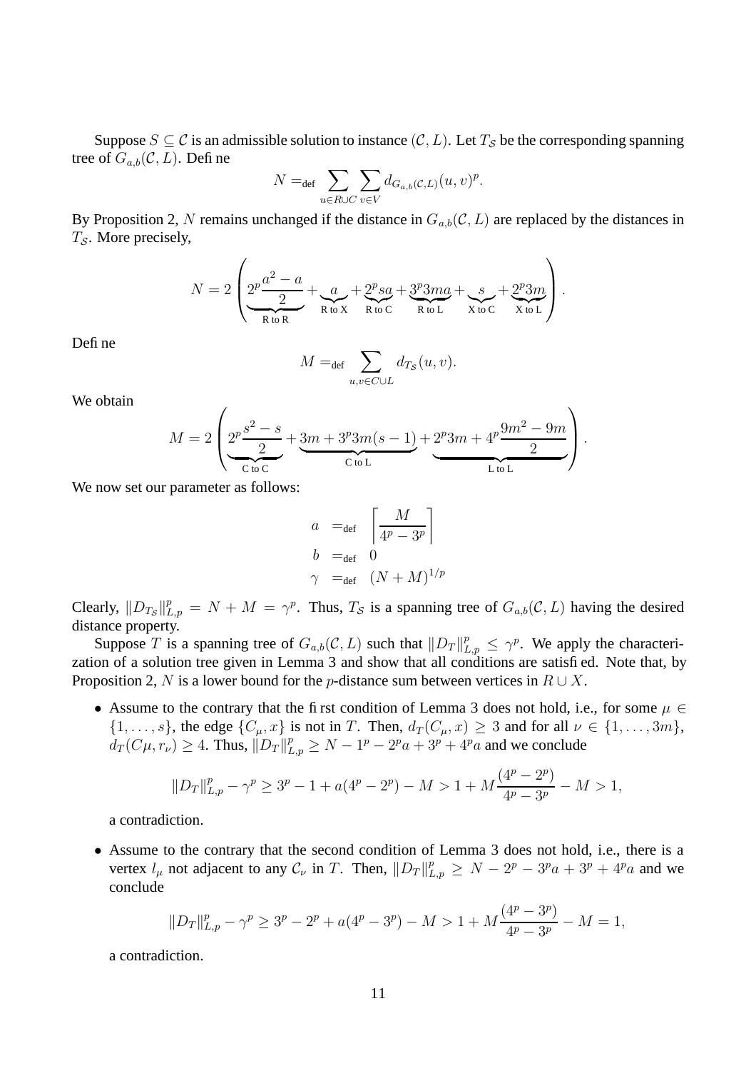Suppose $S \subseteq \mathcal{C}$ is an admissible solution to instance $(\mathcal{C}, L)$. Let $T_{\mathcal{S}}$ be the corresponding spanning tree of $G_{a,b}(\mathcal{C}, L)$. Define

$$N =_{\text{def}} \sum_{u \in R \cup C} \sum_{v \in V} d_{G_{a,b}(\mathcal{C},L)}(u,v)^p.$$

By Proposition 2, $N$ remains unchanged if the distance in $G_{a,b}(\mathcal{C}, L)$ are replaced by the distances in $T_{\mathcal{S}}$. More precisely,

$$N = 2\left(\underbrace{2^p\frac{a^2-a}{2}}_{\text{R to R}} + \underbrace{a}_{\text{R to X}} + \underbrace{2^p sa}_{\text{R to C}} + \underbrace{3^p 3ma}_{\text{R to L}} + \underbrace{s}_{\text{X to C}} + \underbrace{2^p 3m}_{\text{X to L}}\right).$$

Define

$$M =_{\text{def}} \sum_{u,v \in C \cup L} d_{T_{\mathcal{S}}}(u,v).$$

We obtain

$$M = 2\left(\underbrace{2^p\frac{s^2-s}{2}}_{\text{C to C}} + \underbrace{3m + 3^p 3m(s-1)}_{\text{C to L}} + \underbrace{2^p 3m + 4^p\frac{9m^2-9m}{2}}_{\text{L to L}}\right).$$

We now set our parameter as follows:

$$\begin{aligned}
a &=_{\text{def}} \left\lceil \frac{M}{4^p - 3^p} \right\rceil \\
b &=_{\text{def}} 0 \\
\gamma &=_{\text{def}} (N+M)^{1/p}
\end{aligned}$$

Clearly, $\|D_{T_{\mathcal{S}}}\|^p_{L,p} = N + M = \gamma^p$. Thus, $T_{\mathcal{S}}$ is a spanning tree of $G_{a,b}(\mathcal{C}, L)$ having the desired distance property.

Suppose $T$ is a spanning tree of $G_{a,b}(\mathcal{C}, L)$ such that $\|D_T\|^p_{L,p} \leq \gamma^p$. We apply the characterization of a solution tree given in Lemma 3 and show that all conditions are satisfied. Note that, by Proposition 2, $N$ is a lower bound for the $p$-distance sum between vertices in $R \cup X$.

- Assume to the contrary that the first condition of Lemma 3 does not hold, i.e., for some $\mu \in \{1, \ldots, s\}$, the edge $\{C_\mu, x\}$ is not in $T$. Then, $d_T(C_\mu, x) \geq 3$ and for all $\nu \in \{1, \ldots, 3m\}$, $d_T(C\mu, r_\nu) \geq 4$. Thus, $\|D_T\|^p_{L,p} \geq N - 1^p - 2^p a + 3^p + 4^p a$ and we conclude

  $$\|D_T\|^p_{L,p} - \gamma^p \geq 3^p - 1 + a(4^p - 2^p) - M > 1 + M\frac{(4^p - 2^p)}{4^p - 3^p} - M > 1,$$

  a contradiction.

- Assume to the contrary that the second condition of Lemma 3 does not hold, i.e., there is a vertex $l_\mu$ not adjacent to any $\mathcal{C}_\nu$ in $T$. Then, $\|D_T\|^p_{L,p} \geq N - 2^p - 3^p a + 3^p + 4^p a$ and we conclude

  $$\|D_T\|^p_{L,p} - \gamma^p \geq 3^p - 2^p + a(4^p - 3^p) - M > 1 + M\frac{(4^p - 3^p)}{4^p - 3^p} - M = 1,$$

  a contradiction.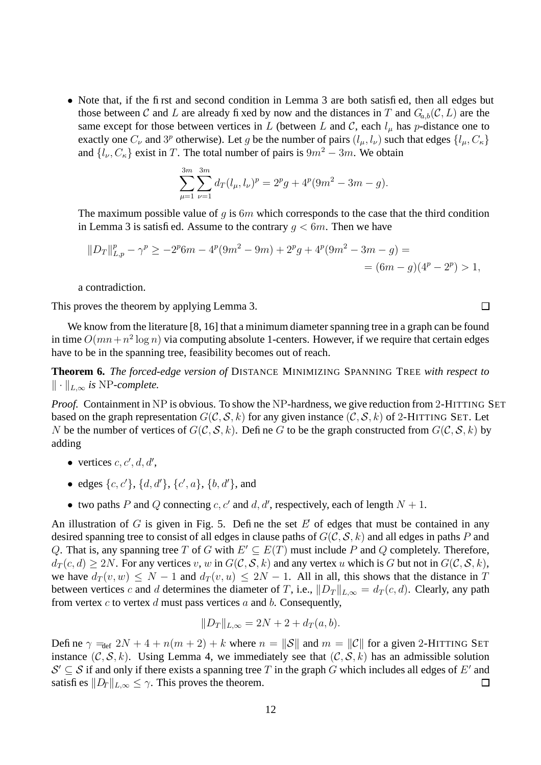- Note that, if the first and second condition in Lemma 3 are both satisfied, then all edges but those between $\mathcal{C}$ and $L$ are already fixed by now and the distances in $T$ and $G_{a,b}(\mathcal{C}, L)$ are the same except for those between vertices in $L$ (between $L$ and $\mathcal{C}$, each $l_\mu$ has $p$-distance one to exactly one $C_\nu$ and $3^p$ otherwise). Let $g$ be the number of pairs $(l_\mu, l_\nu)$ such that edges $\{l_\mu, C_\kappa\}$ and $\{l_\nu, C_\kappa\}$ exist in $T$. The total number of pairs is $9m^2 - 3m$. We obtain

  $$\sum_{\mu=1}^{3m} \sum_{\nu=1}^{3m} d_T(l_\mu, l_\nu)^p = 2^p g + 4^p (9m^2 - 3m - g).$$

  The maximum possible value of $g$ is $6m$ which corresponds to the case that the third condition in Lemma 3 is satisfied. Assume to the contrary $g < 6m$. Then we have

  $$\begin{aligned}\|D_T\|_{L,p}^p - \gamma^p \geq -2^p 6m - 4^p(9m^2 - 9m) + 2^p g + 4^p(9m^2 - 3m - g) = \\ = (6m - g)(4^p - 2^p) > 1,\end{aligned}$$

  a contradiction.

This proves the theorem by applying Lemma 3. $\square$

We know from the literature [8, 16] that a minimum diameter spanning tree in a graph can be found in time $O(mn + n^2 \log n)$ via computing absolute 1-centers. However, if we require that certain edges have to be in the spanning tree, feasibility becomes out of reach.

**Theorem 6.** *The forced-edge version of* DISTANCE MINIMIZING SPANNING TREE *with respect to* $\|\cdot\|_{L,\infty}$ *is* NP*-complete.*

*Proof.* Containment in NP is obvious. To show the NP-hardness, we give reduction from 2-HITTING SET based on the graph representation $G(\mathcal{C}, \mathcal{S}, k)$ for any given instance $(\mathcal{C}, \mathcal{S}, k)$ of 2-HITTING SET. Let $N$ be the number of vertices of $G(\mathcal{C}, \mathcal{S}, k)$. Define $G$ to be the graph constructed from $G(\mathcal{C}, \mathcal{S}, k)$ by adding

- vertices $c, c', d, d'$,
- edges $\{c, c'\}$, $\{d, d'\}$, $\{c', a\}$, $\{b, d'\}$, and
- two paths $P$ and $Q$ connecting $c, c'$ and $d, d'$, respectively, each of length $N + 1$.

An illustration of $G$ is given in Fig. 5. Define the set $E'$ of edges that must be contained in any desired spanning tree to consist of all edges in clause paths of $G(\mathcal{C}, \mathcal{S}, k)$ and all edges in paths $P$ and $Q$. That is, any spanning tree $T$ of $G$ with $E' \subseteq E(T)$ must include $P$ and $Q$ completely. Therefore, $d_T(c, d) \geq 2N$. For any vertices $v, w$ in $G(\mathcal{C}, \mathcal{S}, k)$ and any vertex $u$ which is $G$ but not in $G(\mathcal{C}, \mathcal{S}, k)$, we have $d_T(v, w) \leq N - 1$ and $d_T(v, u) \leq 2N - 1$. All in all, this shows that the distance in $T$ between vertices $c$ and $d$ determines the diameter of $T$, i.e., $\|D_T\|_{L,\infty} = d_T(c, d)$. Clearly, any path from vertex $c$ to vertex $d$ must pass vertices $a$ and $b$. Consequently,

$$\|D_T\|_{L,\infty} = 2N + 2 + d_T(a, b).$$

Define $\gamma =_{\text{def}} 2N + 4 + n(m + 2) + k$ where $n = \|\mathcal{S}\|$ and $m = \|\mathcal{C}\|$ for a given 2-HITTING SET instance $(\mathcal{C}, \mathcal{S}, k)$. Using Lemma 4, we immediately see that $(\mathcal{C}, \mathcal{S}, k)$ has an admissible solution $\mathcal{S}' \subseteq \mathcal{S}$ if and only if there exists a spanning tree $T$ in the graph $G$ which includes all edges of $E'$ and satisfies $\|D_T\|_{L,\infty} \leq \gamma$. This proves the theorem. $\square$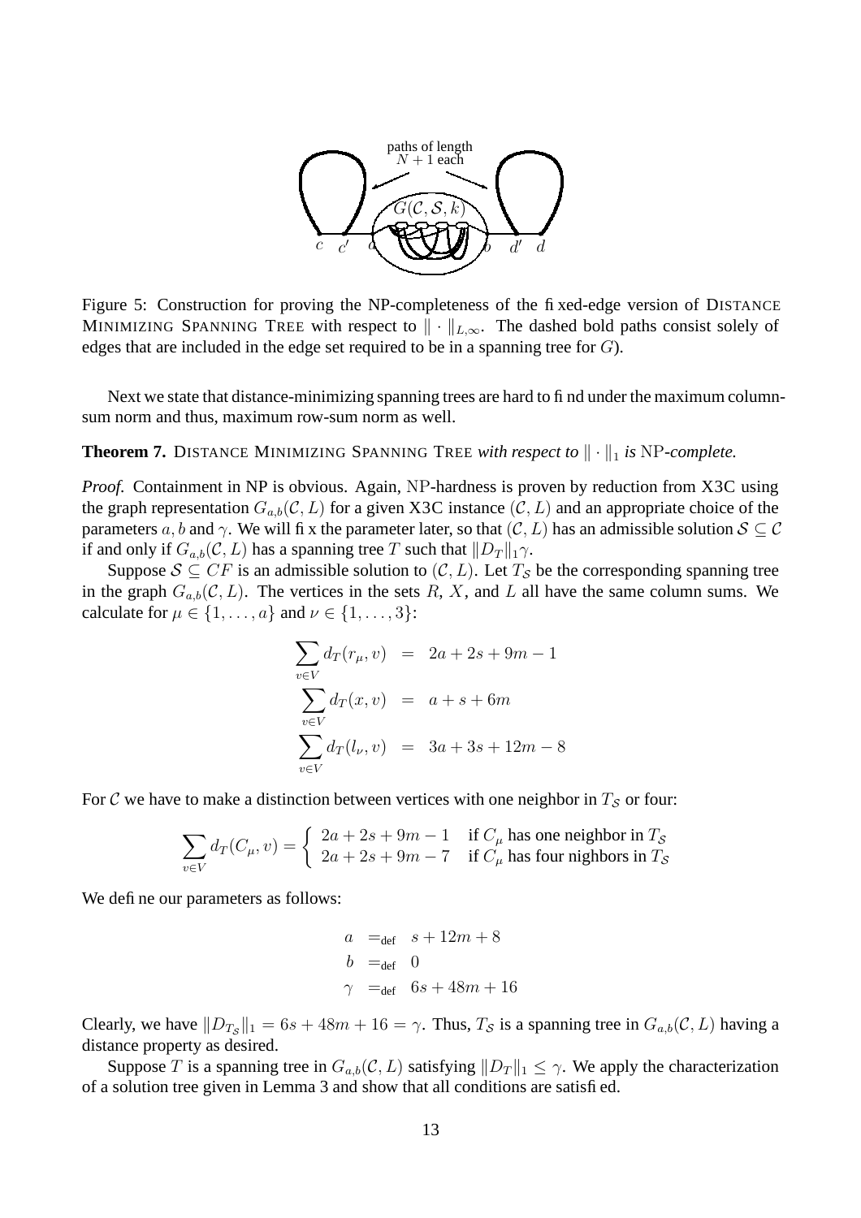Figure 5: Construction for proving the NP-completeness of the fixed-edge version of DISTANCE MINIMIZING SPANNING TREE with respect to $\|\cdot\|_{L,\infty}$. The dashed bold paths consist solely of edges that are included in the edge set required to be in a spanning tree for $G$).

Next we state that distance-minimizing spanning trees are hard to find under the maximum column-sum norm and thus, maximum row-sum norm as well.

**Theorem 7.** DISTANCE MINIMIZING SPANNING TREE *with respect to* $\|\cdot\|_1$ *is* NP*-complete.*

*Proof.* Containment in NP is obvious. Again, NP-hardness is proven by reduction from X3C using the graph representation $G_{a,b}(\mathcal{C}, L)$ for a given X3C instance $(\mathcal{C}, L)$ and an appropriate choice of the parameters $a, b$ and $\gamma$. We will fix the parameter later, so that $(\mathcal{C}, L)$ has an admissible solution $\mathcal{S} \subseteq \mathcal{C}$ if and only if $G_{a,b}(\mathcal{C}, L)$ has a spanning tree $T$ such that $\|D_T\|_1 \gamma$.

Suppose $\mathcal{S} \subseteq CF$ is an admissible solution to $(\mathcal{C}, L)$. Let $T_{\mathcal{S}}$ be the corresponding spanning tree in the graph $G_{a,b}(\mathcal{C}, L)$. The vertices in the sets $R$, $X$, and $L$ all have the same column sums. We calculate for $\mu \in \{1, \ldots, a\}$ and $\nu \in \{1, \ldots, 3\}$:

$$\begin{aligned}
\sum_{v \in V} d_T(r_\mu, v) &= 2a + 2s + 9m - 1 \\
\sum_{v \in V} d_T(x, v) &= a + s + 6m \\
\sum_{v \in V} d_T(l_\nu, v) &= 3a + 3s + 12m - 8
\end{aligned}$$

For $\mathcal{C}$ we have to make a distinction between vertices with one neighbor in $T_{\mathcal{S}}$ or four:

$$\sum_{v \in V} d_T(C_\mu, v) = \begin{cases} 2a + 2s + 9m - 1 & \text{if } C_\mu \text{ has one neighbor in } T_{\mathcal{S}} \\ 2a + 2s + 9m - 7 & \text{if } C_\mu \text{ has four nighbors in } T_{\mathcal{S}} \end{cases}$$

We define our parameters as follows:

$$\begin{aligned}
a &=_{\text{def}} s + 12m + 8 \\
b &=_{\text{def}} 0 \\
\gamma &=_{\text{def}} 6s + 48m + 16
\end{aligned}$$

Clearly, we have $\|D_{T_{\mathcal{S}}}\|_1 = 6s + 48m + 16 = \gamma$. Thus, $T_{\mathcal{S}}$ is a spanning tree in $G_{a,b}(\mathcal{C}, L)$ having a distance property as desired.

Suppose $T$ is a spanning tree in $G_{a,b}(\mathcal{C}, L)$ satisfying $\|D_T\|_1 \leq \gamma$. We apply the characterization of a solution tree given in Lemma 3 and show that all conditions are satisfied.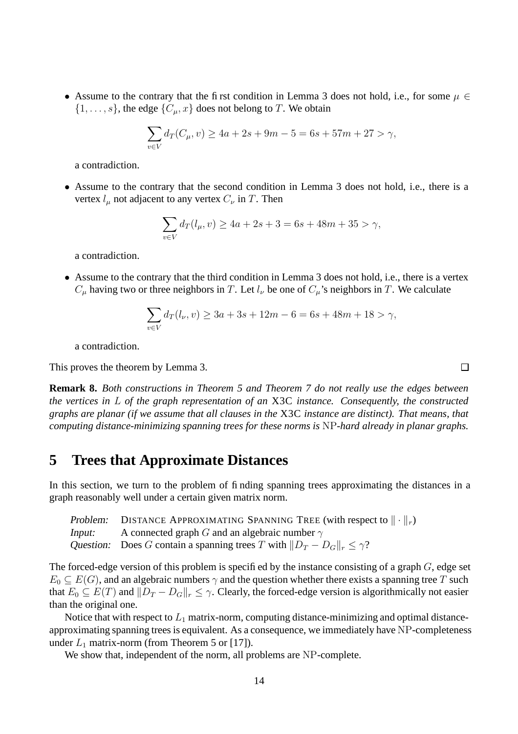- Assume to the contrary that the first condition in Lemma 3 does not hold, i.e., for some $\mu \in \{1, \ldots, s\}$, the edge $\{C_\mu, x\}$ does not belong to $T$. We obtain

$$\sum_{v \in V} d_T(C_\mu, v) \geq 4a + 2s + 9m - 5 = 6s + 57m + 27 > \gamma,$$

a contradiction.

- Assume to the contrary that the second condition in Lemma 3 does not hold, i.e., there is a vertex $l_\mu$ not adjacent to any vertex $C_\nu$ in $T$. Then

$$\sum_{v \in V} d_T(l_\mu, v) \geq 4a + 2s + 3 = 6s + 48m + 35 > \gamma,$$

a contradiction.

- Assume to the contrary that the third condition in Lemma 3 does not hold, i.e., there is a vertex $C_\mu$ having two or three neighbors in $T$. Let $l_\nu$ be one of $C_\mu$'s neighbors in $T$. We calculate

$$\sum_{v \in V} d_T(l_\nu, v) \geq 3a + 3s + 12m - 6 = 6s + 48m + 18 > \gamma,$$

a contradiction.

This proves the theorem by Lemma 3. □

**Remark 8.** *Both constructions in Theorem 5 and Theorem 7 do not really use the edges between the vertices in $L$ of the graph representation of an* X3C *instance. Consequently, the constructed graphs are planar (if we assume that all clauses in the* X3C *instance are distinct). That means, that computing distance-minimizing spanning trees for these norms is* NP*-hard already in planar graphs.*

# 5 Trees that Approximate Distances

In this section, we turn to the problem of finding spanning trees approximating the distances in a graph reasonably well under a certain given matrix norm.

*Problem:* DISTANCE APPROXIMATING SPANNING TREE (with respect to $\|\cdot\|_r$)
*Input:* A connected graph $G$ and an algebraic number $\gamma$
*Question:* Does $G$ contain a spanning trees $T$ with $\|D_T - D_G\|_r \leq \gamma$?

The forced-edge version of this problem is specified by the instance consisting of a graph $G$, edge set $E_0 \subseteq E(G)$, and an algebraic numbers $\gamma$ and the question whether there exists a spanning tree $T$ such that $E_0 \subseteq E(T)$ and $\|D_T - D_G\|_r \leq \gamma$. Clearly, the forced-edge version is algorithmically not easier than the original one.

Notice that with respect to $L_1$ matrix-norm, computing distance-minimizing and optimal distance-approximating spanning trees is equivalent. As a consequence, we immediately have NP-completeness under $L_1$ matrix-norm (from Theorem 5 or [17]).

We show that, independent of the norm, all problems are NP-complete.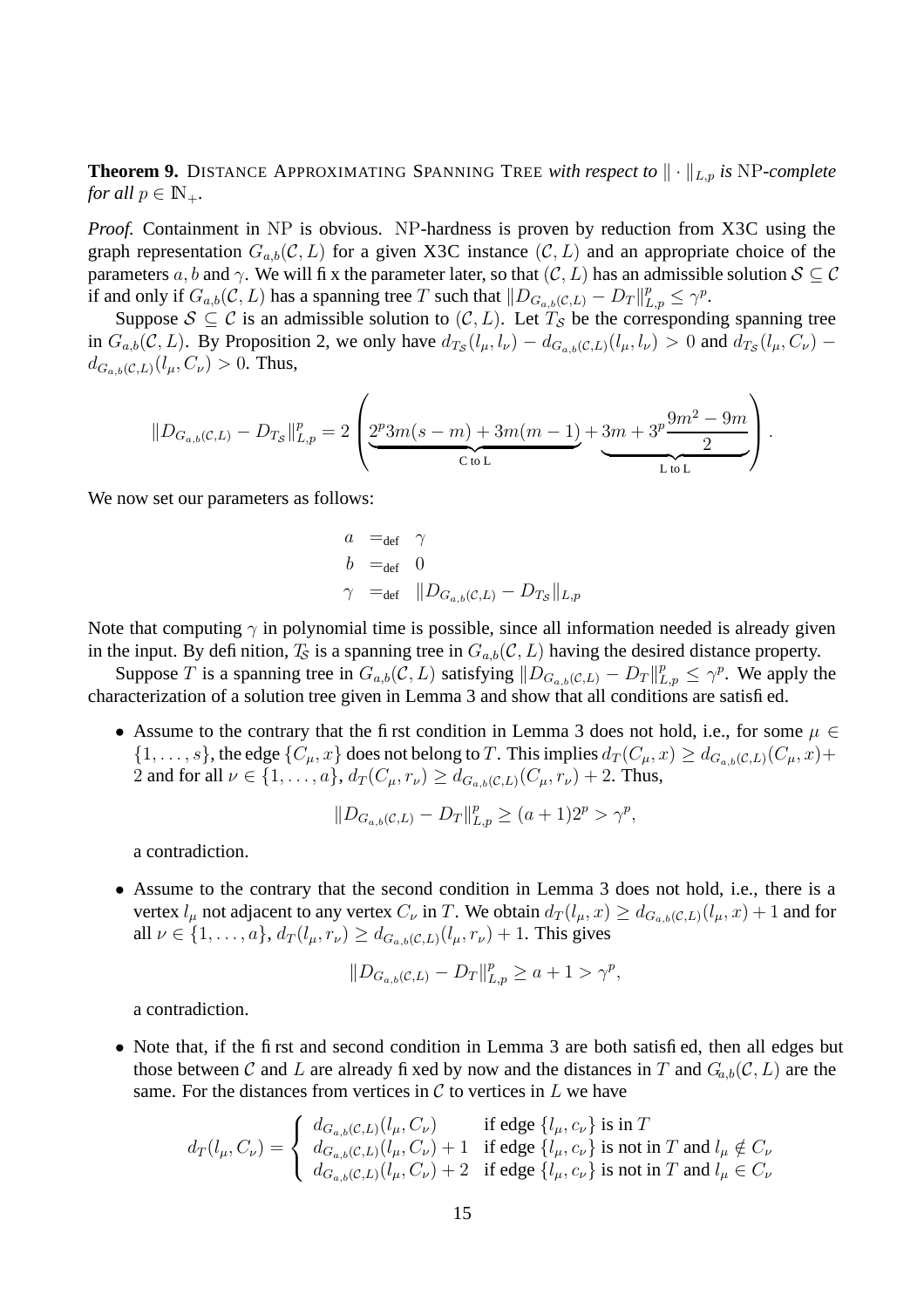**Theorem 9.** DISTANCE APPROXIMATING SPANNING TREE *with respect to* $\|\cdot\|_{L,p}$ *is* NP*-complete for all* $p \in \mathbb{N}_+$.

*Proof.* Containment in NP is obvious. NP-hardness is proven by reduction from X3C using the graph representation $G_{a,b}(\mathcal{C}, L)$ for a given X3C instance $(\mathcal{C}, L)$ and an appropriate choice of the parameters $a, b$ and $\gamma$. We will fix the parameter later, so that $(\mathcal{C}, L)$ has an admissible solution $\mathcal{S} \subseteq \mathcal{C}$ if and only if $G_{a,b}(\mathcal{C}, L)$ has a spanning tree $T$ such that $\|D_{G_{a,b}(\mathcal{C},L)} - D_T\|_{L,p}^p \leq \gamma^p$.

Suppose $\mathcal{S} \subseteq \mathcal{C}$ is an admissible solution to $(\mathcal{C}, L)$. Let $T_\mathcal{S}$ be the corresponding spanning tree in $G_{a,b}(\mathcal{C}, L)$. By Proposition 2, we only have $d_{T_\mathcal{S}}(l_\mu, l_\nu) - d_{G_{a,b}(\mathcal{C},L)}(l_\mu, l_\nu) > 0$ and $d_{T_\mathcal{S}}(l_\mu, C_\nu) - d_{G_{a,b}(\mathcal{C},L)}(l_\mu, C_\nu) > 0$. Thus,

$$\|D_{G_{a,b}(\mathcal{C},L)} - D_{T_\mathcal{S}}\|_{L,p}^p = 2\left(\underbrace{2^p 3m(s-m) + 3m(m-1)}_{\text{C to L}} + \underbrace{3m + 3^p \frac{9m^2 - 9m}{2}}_{\text{L to L}}\right).$$

We now set our parameters as follows:

$$\begin{aligned} a &=_{\text{def}} \gamma \\ b &=_{\text{def}} 0 \\ \gamma &=_{\text{def}} \|D_{G_{a,b}(\mathcal{C},L)} - D_{T_\mathcal{S}}\|_{L,p} \end{aligned}$$

Note that computing $\gamma$ in polynomial time is possible, since all information needed is already given in the input. By definition, $T_\mathcal{S}$ is a spanning tree in $G_{a,b}(\mathcal{C}, L)$ having the desired distance property.

Suppose $T$ is a spanning tree in $G_{a,b}(\mathcal{C}, L)$ satisfying $\|D_{G_{a,b}(\mathcal{C},L)} - D_T\|_{L,p}^p \leq \gamma^p$. We apply the characterization of a solution tree given in Lemma 3 and show that all conditions are satisfied.

- Assume to the contrary that the first condition in Lemma 3 does not hold, i.e., for some $\mu \in \{1, \ldots, s\}$, the edge $\{C_\mu, x\}$ does not belong to $T$. This implies $d_T(C_\mu, x) \geq d_{G_{a,b}(\mathcal{C},L)}(C_\mu, x) + 2$ and for all $\nu \in \{1, \ldots, a\}$, $d_T(C_\mu, r_\nu) \geq d_{G_{a,b}(\mathcal{C},L)}(C_\mu, r_\nu) + 2$. Thus,

  $$\|D_{G_{a,b}(\mathcal{C},L)} - D_T\|_{L,p}^p \geq (a+1)2^p > \gamma^p,$$

  a contradiction.

- Assume to the contrary that the second condition in Lemma 3 does not hold, i.e., there is a vertex $l_\mu$ not adjacent to any vertex $C_\nu$ in $T$. We obtain $d_T(l_\mu, x) \geq d_{G_{a,b}(\mathcal{C},L)}(l_\mu, x) + 1$ and for all $\nu \in \{1, \ldots, a\}$, $d_T(l_\mu, r_\nu) \geq d_{G_{a,b}(\mathcal{C},L)}(l_\mu, r_\nu) + 1$. This gives

  $$\|D_{G_{a,b}(\mathcal{C},L)} - D_T\|_{L,p}^p \geq a + 1 > \gamma^p,$$

  a contradiction.

- Note that, if the first and second condition in Lemma 3 are both satisfied, then all edges but those between $\mathcal{C}$ and $L$ are already fixed by now and the distances in $T$ and $G_{a,b}(\mathcal{C}, L)$ are the same. For the distances from vertices in $\mathcal{C}$ to vertices in $L$ we have

  $$d_T(l_\mu, C_\nu) = \begin{cases} d_{G_{a,b}(\mathcal{C},L)}(l_\mu, C_\nu) & \text{if edge } \{l_\mu, c_\nu\} \text{ is in } T \\ d_{G_{a,b}(\mathcal{C},L)}(l_\mu, C_\nu) + 1 & \text{if edge } \{l_\mu, c_\nu\} \text{ is not in } T \text{ and } l_\mu \notin C_\nu \\ d_{G_{a,b}(\mathcal{C},L)}(l_\mu, C_\nu) + 2 & \text{if edge } \{l_\mu, c_\nu\} \text{ is not in } T \text{ and } l_\mu \in C_\nu \end{cases}$$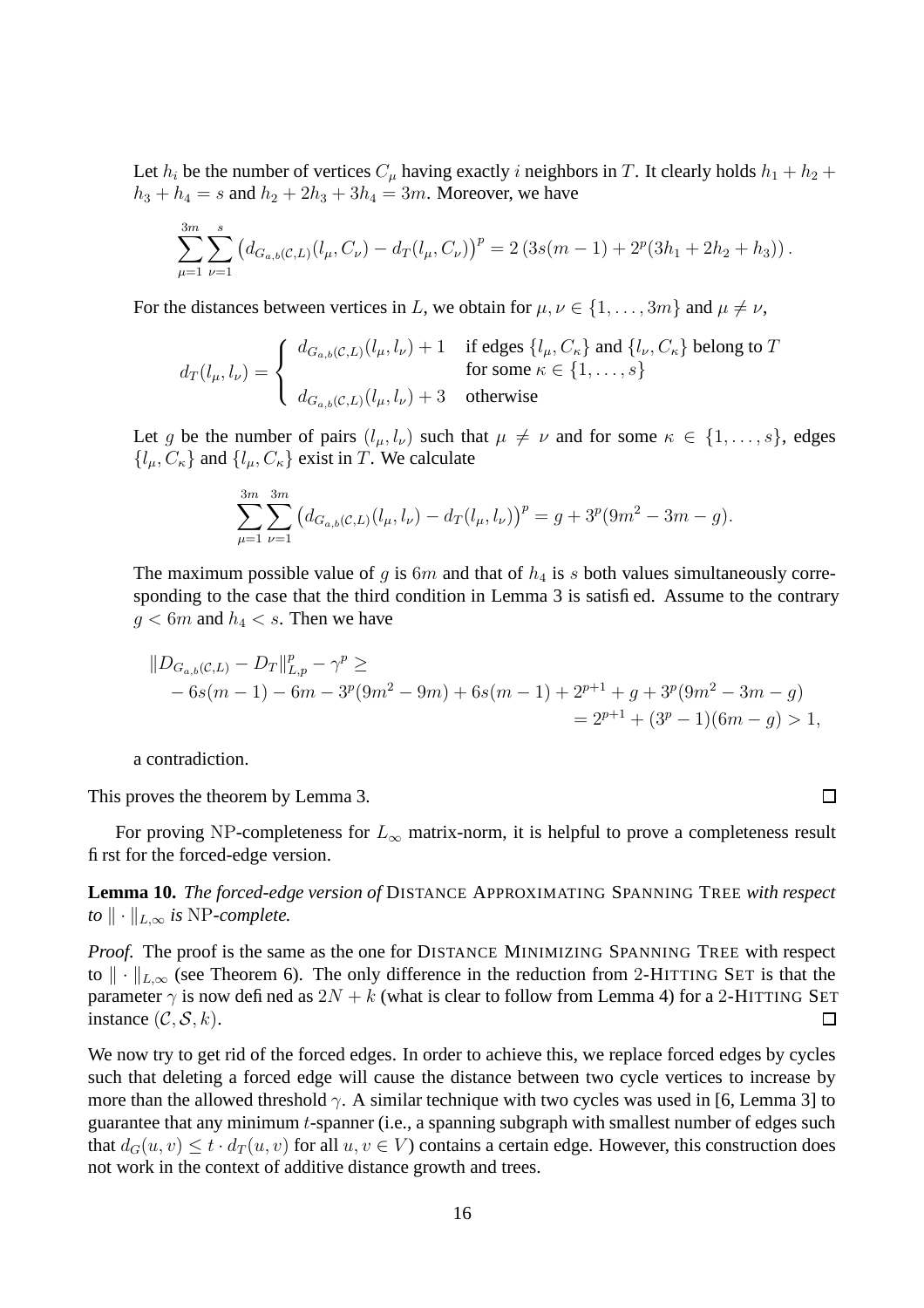Let $h_i$ be the number of vertices $C_\mu$ having exactly $i$ neighbors in $T$. It clearly holds $h_1 + h_2 + h_3 + h_4 = s$ and $h_2 + 2h_3 + 3h_4 = 3m$. Moreover, we have

$$\sum_{\mu=1}^{3m} \sum_{\nu=1}^{s} \left(d_{G_{a,b}(\mathcal{C},L)}(l_\mu, C_\nu) - d_T(l_\mu, C_\nu)\right)^p = 2\left(3s(m-1) + 2^p(3h_1 + 2h_2 + h_3)\right).$$

For the distances between vertices in $L$, we obtain for $\mu, \nu \in \{1, \ldots, 3m\}$ and $\mu \neq \nu$,

$$d_T(l_\mu, l_\nu) = \begin{cases} d_{G_{a,b}(\mathcal{C},L)}(l_\mu, l_\nu) + 1 & \text{if edges } \{l_\mu, C_\kappa\} \text{ and } \{l_\nu, C_\kappa\} \text{ belong to } T \\ & \text{for some } \kappa \in \{1, \ldots, s\} \\ d_{G_{a,b}(\mathcal{C},L)}(l_\mu, l_\nu) + 3 & \text{otherwise} \end{cases}$$

Let $g$ be the number of pairs $(l_\mu, l_\nu)$ such that $\mu \neq \nu$ and for some $\kappa \in \{1, \ldots, s\}$, edges $\{l_\mu, C_\kappa\}$ and $\{l_\mu, C_\kappa\}$ exist in $T$. We calculate

$$\sum_{\mu=1}^{3m} \sum_{\nu=1}^{3m} \left(d_{G_{a,b}(\mathcal{C},L)}(l_\mu, l_\nu) - d_T(l_\mu, l_\nu)\right)^p = g + 3^p(9m^2 - 3m - g).$$

The maximum possible value of $g$ is $6m$ and that of $h_4$ is $s$ both values simultaneously corresponding to the case that the third condition in Lemma 3 is satisfied. Assume to the contrary $g < 6m$ and $h_4 < s$. Then we have

$$\begin{aligned} &\|D_{G_{a,b}(\mathcal{C},L)} - D_T\|_{L,p}^p - \gamma^p \geq \\ &\quad - 6s(m-1) - 6m - 3^p(9m^2 - 9m) + 6s(m-1) + 2^{p+1} + g + 3^p(9m^2 - 3m - g) \\ &\qquad\qquad = 2^{p+1} + (3^p - 1)(6m - g) > 1, \end{aligned}$$

a contradiction.

This proves the theorem by Lemma 3. □

For proving NP-completeness for $L_\infty$ matrix-norm, it is helpful to prove a completeness result first for the forced-edge version.

**Lemma 10.** *The forced-edge version of* DISTANCE APPROXIMATING SPANNING TREE *with respect to* $\|\cdot\|_{L,\infty}$ *is* NP*-complete.*

*Proof.* The proof is the same as the one for DISTANCE MINIMIZING SPANNING TREE with respect to $\|\cdot\|_{L,\infty}$ (see Theorem 6). The only difference in the reduction from 2-HITTING SET is that the parameter $\gamma$ is now defined as $2N + k$ (what is clear to follow from Lemma 4) for a 2-HITTING SET instance $(\mathcal{C}, \mathcal{S}, k)$. □

We now try to get rid of the forced edges. In order to achieve this, we replace forced edges by cycles such that deleting a forced edge will cause the distance between two cycle vertices to increase by more than the allowed threshold $\gamma$. A similar technique with two cycles was used in [6, Lemma 3] to guarantee that any minimum $t$-spanner (i.e., a spanning subgraph with smallest number of edges such that $d_G(u, v) \leq t \cdot d_T(u, v)$ for all $u, v \in V$) contains a certain edge. However, this construction does not work in the context of additive distance growth and trees.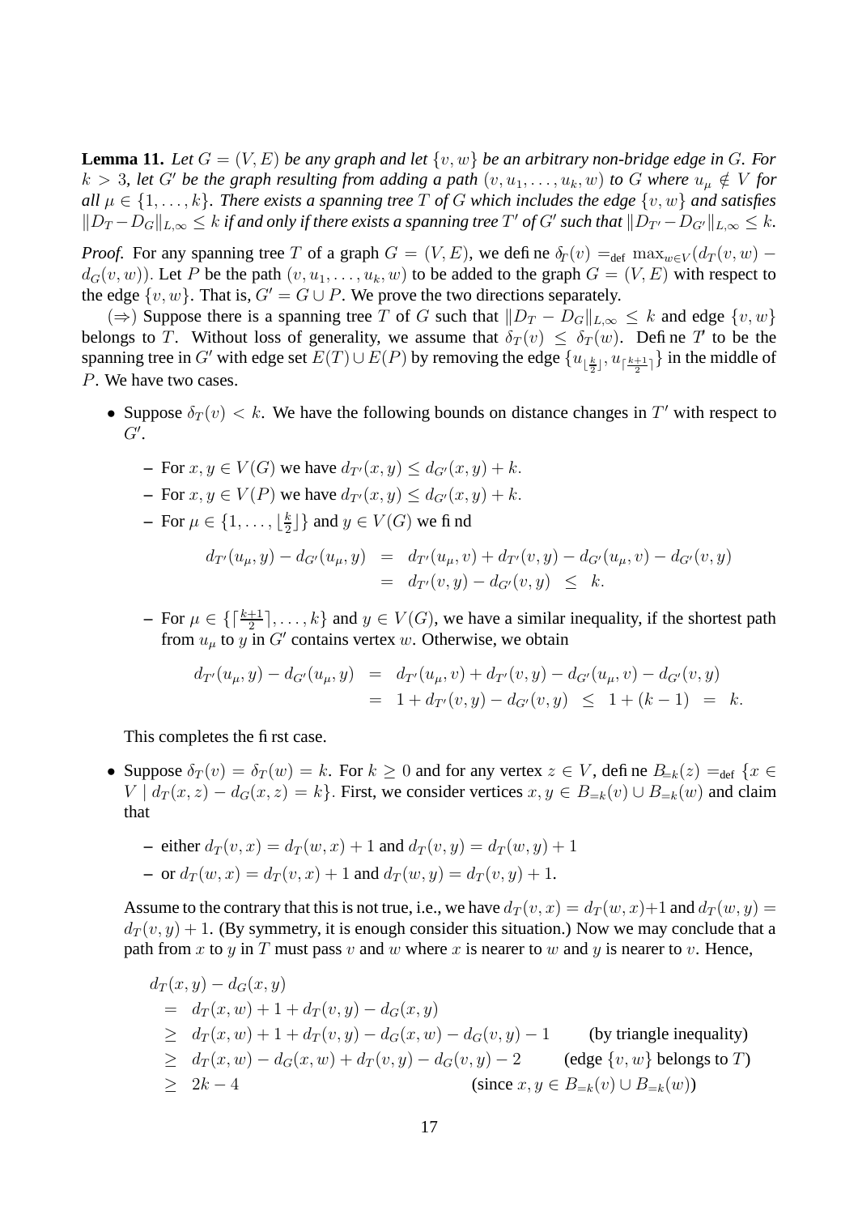**Lemma 11.** *Let $G = (V, E)$ be any graph and let $\{v, w\}$ be an arbitrary non-bridge edge in $G$. For $k > 3$, let $G'$ be the graph resulting from adding a path $(v, u_1, \ldots, u_k, w)$ to $G$ where $u_\mu \notin V$ for all $\mu \in \{1, \ldots, k\}$. There exists a spanning tree $T$ of $G$ which includes the edge $\{v, w\}$ and satisfies $\|D_T - D_G\|_{L,\infty} \leq k$ if and only if there exists a spanning tree $T'$ of $G'$ such that $\|D_{T'} - D_{G'}\|_{L,\infty} \leq k$.*

*Proof.* For any spanning tree $T$ of a graph $G = (V, E)$, we define $\delta_T(v) =_{\text{def}} \max_{w \in V}(d_T(v, w) - d_G(v, w))$. Let $P$ be the path $(v, u_1, \ldots, u_k, w)$ to be added to the graph $G = (V, E)$ with respect to the edge $\{v, w\}$. That is, $G' = G \cup P$. We prove the two directions separately.

($\Rightarrow$) Suppose there is a spanning tree $T$ of $G$ such that $\|D_T - D_G\|_{L,\infty} \leq k$ and edge $\{v, w\}$ belongs to $T$. Without loss of generality, we assume that $\delta_T(v) \leq \delta_T(w)$. Define $T'$ to be the spanning tree in $G'$ with edge set $E(T) \cup E(P)$ by removing the edge $\{u_{\lfloor \frac{k}{2} \rfloor}, u_{\lceil \frac{k+1}{2} \rceil}\}$ in the middle of $P$. We have two cases.

- Suppose $\delta_T(v) < k$. We have the following bounds on distance changes in $T'$ with respect to $G'$.
  - For $x, y \in V(G)$ we have $d_{T'}(x, y) \leq d_{G'}(x, y) + k$.
  - For $x, y \in V(P)$ we have $d_{T'}(x, y) \leq d_{G'}(x, y) + k$.
  - For $\mu \in \{1, \ldots, \lfloor \frac{k}{2} \rfloor\}$ and $y \in V(G)$ we find

$$
\begin{aligned}
d_{T'}(u_\mu, y) - d_{G'}(u_\mu, y) &= d_{T'}(u_\mu, v) + d_{T'}(v, y) - d_{G'}(u_\mu, v) - d_{G'}(v, y) \\
&= d_{T'}(v, y) - d_{G'}(v, y) \leq k.
\end{aligned}
$$

  - For $\mu \in \{\lceil \frac{k+1}{2} \rceil, \ldots, k\}$ and $y \in V(G)$, we have a similar inequality, if the shortest path from $u_\mu$ to $y$ in $G'$ contains vertex $w$. Otherwise, we obtain

$$
\begin{aligned}
d_{T'}(u_\mu, y) - d_{G'}(u_\mu, y) &= d_{T'}(u_\mu, v) + d_{T'}(v, y) - d_{G'}(u_\mu, v) - d_{G'}(v, y) \\
&= 1 + d_{T'}(v, y) - d_{G'}(v, y) \leq 1 + (k - 1) = k.
\end{aligned}
$$

  This completes the first case.

- Suppose $\delta_T(v) = \delta_T(w) = k$. For $k \geq 0$ and for any vertex $z \in V$, define $B_{=k}(z) =_{\text{def}} \{x \in V \mid d_T(x, z) - d_G(x, z) = k\}$. First, we consider vertices $x, y \in B_{=k}(v) \cup B_{=k}(w)$ and claim that
  - either $d_T(v, x) = d_T(w, x) + 1$ and $d_T(v, y) = d_T(w, y) + 1$
  - or $d_T(w, x) = d_T(v, x) + 1$ and $d_T(w, y) = d_T(v, y) + 1$.

  Assume to the contrary that this is not true, i.e., we have $d_T(v, x) = d_T(w, x)+1$ and $d_T(w, y) = d_T(v, y) + 1$. (By symmetry, it is enough consider this situation.) Now we may conclude that a path from $x$ to $y$ in $T$ must pass $v$ and $w$ where $x$ is nearer to $w$ and $y$ is nearer to $v$. Hence,

$$
\begin{aligned}
& d_T(x, y) - d_G(x, y) \\
&= d_T(x, w) + 1 + d_T(v, y) - d_G(x, y) \\
&\geq d_T(x, w) + 1 + d_T(v, y) - d_G(x, w) - d_G(v, y) - 1 \qquad \text{(by triangle inequality)} \\
&\geq d_T(x, w) - d_G(x, w) + d_T(v, y) - d_G(v, y) - 2 \qquad \text{(edge } \{v, w\} \text{ belongs to } T) \\
&\geq 2k - 4 \qquad \text{(since } x, y \in B_{=k}(v) \cup B_{=k}(w))
\end{aligned}
$$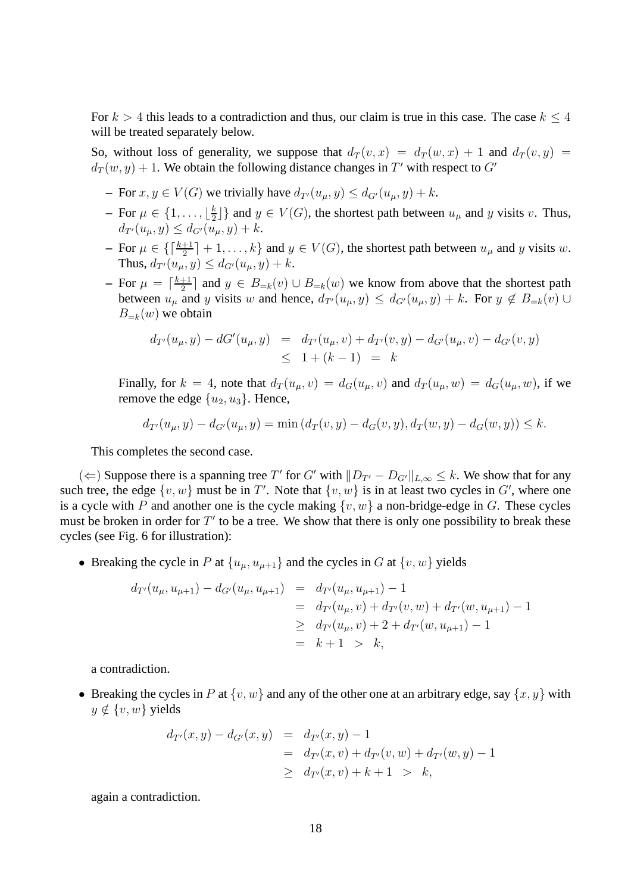For $k > 4$ this leads to a contradiction and thus, our claim is true in this case. The case $k \leq 4$ will be treated separately below.

So, without loss of generality, we suppose that $d_T(v, x) = d_T(w, x) + 1$ and $d_T(v, y) = d_T(w, y) + 1$. We obtain the following distance changes in $T'$ with respect to $G'$

– For $x, y \in V(G)$ we trivially have $d_{T'}(u_\mu, y) \leq d_{G'}(u_\mu, y) + k$.

– For $\mu \in \{1, \ldots, \lfloor \frac{k}{2} \rfloor\}$ and $y \in V(G)$, the shortest path between $u_\mu$ and $y$ visits $v$. Thus, $d_{T'}(u_\mu, y) \leq d_{G'}(u_\mu, y) + k$.

– For $\mu \in \{\lceil \frac{k+1}{2} \rceil + 1, \ldots, k\}$ and $y \in V(G)$, the shortest path between $u_\mu$ and $y$ visits $w$. Thus, $d_{T'}(u_\mu, y) \leq d_{G'}(u_\mu, y) + k$.

– For $\mu = \lceil \frac{k+1}{2} \rceil$ and $y \in B_{=k}(v) \cup B_{=k}(w)$ we know from above that the shortest path between $u_\mu$ and $y$ visits $w$ and hence, $d_{T'}(u_\mu, y) \leq d_{G'}(u_\mu, y) + k$. For $y \notin B_{=k}(v) \cup B_{=k}(w)$ we obtain

$$
\begin{aligned}
d_{T'}(u_\mu, y) - dG'(u_\mu, y) &= d_{T'}(u_\mu, v) + d_{T'}(v, y) - d_{G'}(u_\mu, v) - d_{G'}(v, y) \\
&\leq 1 + (k - 1) \;=\; k
\end{aligned}
$$

Finally, for $k = 4$, note that $d_T(u_\mu, v) = d_G(u_\mu, v)$ and $d_T(u_\mu, w) = d_G(u_\mu, w)$, if we remove the edge $\{u_2, u_3\}$. Hence,

$$
d_{T'}(u_\mu, y) - d_{G'}(u_\mu, y) = \min\left(d_T(v, y) - d_G(v, y), d_T(w, y) - d_G(w, y)\right) \leq k.
$$

This completes the second case.

($\Leftarrow$) Suppose there is a spanning tree $T'$ for $G'$ with $\|D_{T'} - D_{G'}\|_{L,\infty} \leq k$. We show that for any such tree, the edge $\{v, w\}$ must be in $T'$. Note that $\{v, w\}$ is in at least two cycles in $G'$, where one is a cycle with $P$ and another one is the cycle making $\{v, w\}$ a non-bridge-edge in $G$. These cycles must be broken in order for $T'$ to be a tree. We show that there is only one possibility to break these cycles (see Fig. 6 for illustration):

- Breaking the cycle in $P$ at $\{u_\mu, u_{\mu+1}\}$ and the cycles in $G$ at $\{v, w\}$ yields

$$
\begin{aligned}
d_{T'}(u_\mu, u_{\mu+1}) - d_{G'}(u_\mu, u_{\mu+1}) &= d_{T'}(u_\mu, u_{\mu+1}) - 1 \\
&= d_{T'}(u_\mu, v) + d_{T'}(v, w) + d_{T'}(w, u_{\mu+1}) - 1 \\
&\geq d_{T'}(u_\mu, v) + 2 + d_{T'}(w, u_{\mu+1}) - 1 \\
&= k + 1 \;>\; k,
\end{aligned}
$$

  a contradiction.

- Breaking the cycles in $P$ at $\{v, w\}$ and any of the other one at an arbitrary edge, say $\{x, y\}$ with $y \notin \{v, w\}$ yields

$$
\begin{aligned}
d_{T'}(x, y) - d_{G'}(x, y) &= d_{T'}(x, y) - 1 \\
&= d_{T'}(x, v) + d_{T'}(v, w) + d_{T'}(w, y) - 1 \\
&\geq d_{T'}(x, v) + k + 1 \;>\; k,
\end{aligned}
$$

  again a contradiction.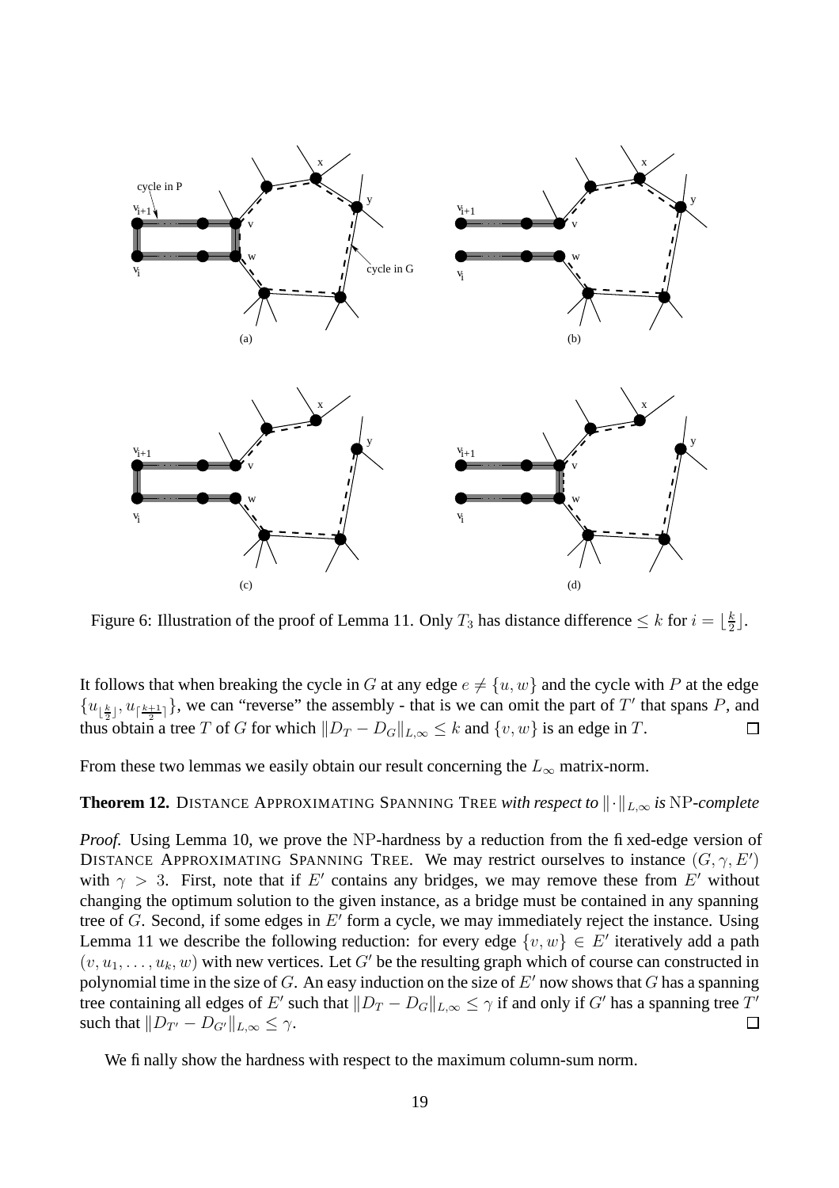Figure 6: Illustration of the proof of Lemma 11. Only $T_3$ has distance difference $\leq k$ for $i = \lfloor \frac{k}{2} \rfloor$.

It follows that when breaking the cycle in $G$ at any edge $e \neq \{u, w\}$ and the cycle with $P$ at the edge $\{u_{\lfloor \frac{k}{2} \rfloor}, u_{\lceil \frac{k+1}{2} \rceil}\}$, we can "reverse" the assembly - that is we can omit the part of $T'$ that spans $P$, and thus obtain a tree $T$ of $G$ for which $\|D_T - D_G\|_{L,\infty} \leq k$ and $\{v, w\}$ is an edge in $T$. □

From these two lemmas we easily obtain our result concerning the $L_\infty$ matrix-norm.

**Theorem 12.** DISTANCE APPROXIMATING SPANNING TREE *with respect to* $\|\cdot\|_{L,\infty}$ *is* NP*-complete*

*Proof.* Using Lemma 10, we prove the NP-hardness by a reduction from the fixed-edge version of DISTANCE APPROXIMATING SPANNING TREE. We may restrict ourselves to instance $(G, \gamma, E')$ with $\gamma > 3$. First, note that if $E'$ contains any bridges, we may remove these from $E'$ without changing the optimum solution to the given instance, as a bridge must be contained in any spanning tree of $G$. Second, if some edges in $E'$ form a cycle, we may immediately reject the instance. Using Lemma 11 we describe the following reduction: for every edge $\{v, w\} \in E'$ iteratively add a path $(v, u_1, \ldots, u_k, w)$ with new vertices. Let $G'$ be the resulting graph which of course can constructed in polynomial time in the size of $G$. An easy induction on the size of $E'$ now shows that $G$ has a spanning tree containing all edges of $E'$ such that $\|D_T - D_G\|_{L,\infty} \leq \gamma$ if and only if $G'$ has a spanning tree $T'$ such that $\|D_{T'} - D_{G'}\|_{L,\infty} \leq \gamma$. □

We finally show the hardness with respect to the maximum column-sum norm.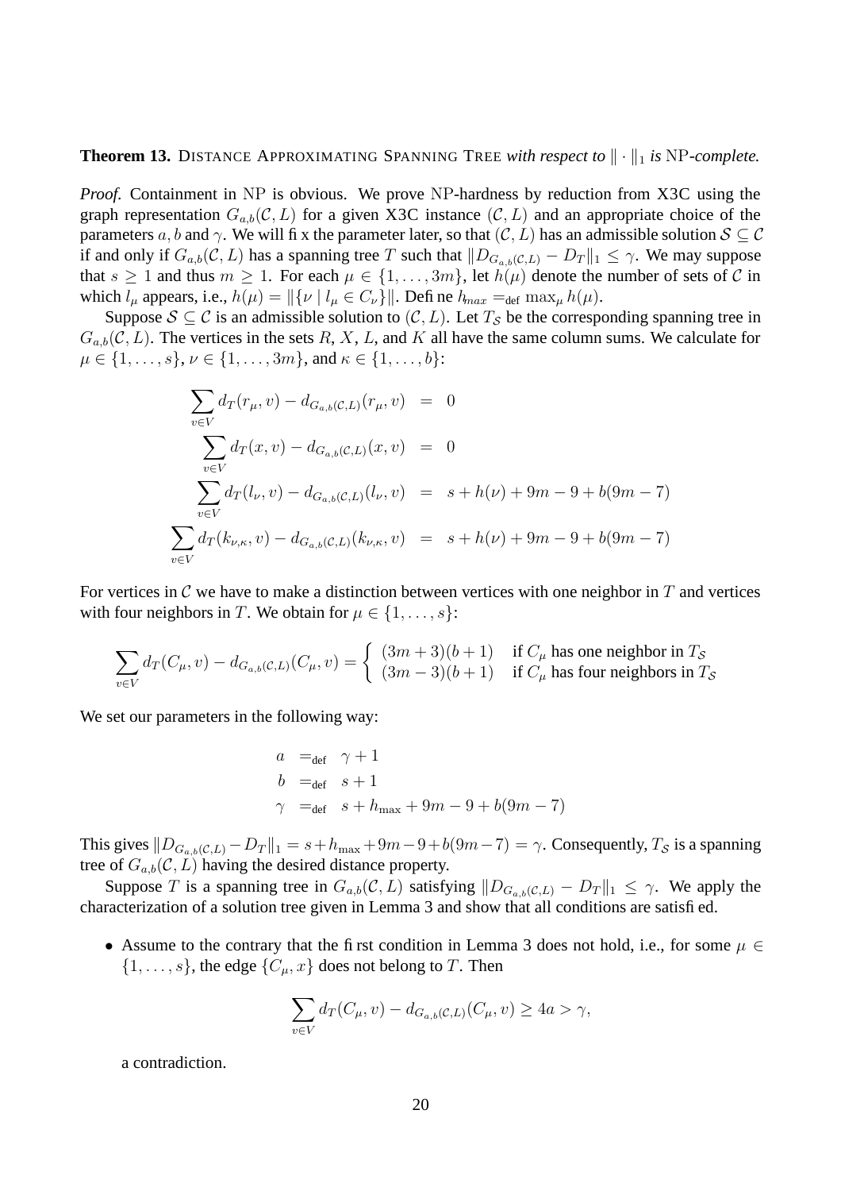**Theorem 13.** Distance Approximating Spanning Tree *with respect to* $\|\cdot\|_1$ *is* NP*-complete.*

*Proof.* Containment in NP is obvious. We prove NP-hardness by reduction from X3C using the graph representation $G_{a,b}(\mathcal{C}, L)$ for a given X3C instance $(\mathcal{C}, L)$ and an appropriate choice of the parameters $a, b$ and $\gamma$. We will fix the parameter later, so that $(\mathcal{C}, L)$ has an admissible solution $\mathcal{S} \subseteq \mathcal{C}$ if and only if $G_{a,b}(\mathcal{C}, L)$ has a spanning tree $T$ such that $\|D_{G_{a,b}(\mathcal{C},L)} - D_T\|_1 \leq \gamma$. We may suppose that $s \geq 1$ and thus $m \geq 1$. For each $\mu \in \{1, \dots, 3m\}$, let $h(\mu)$ denote the number of sets of $\mathcal{C}$ in which $l_\mu$ appears, i.e., $h(\mu) = \|\{\nu \mid l_\mu \in C_\nu\}\|$. Define $h_{max} =_{\text{def}} \max_\mu h(\mu)$.

Suppose $\mathcal{S} \subseteq \mathcal{C}$ is an admissible solution to $(\mathcal{C}, L)$. Let $T_\mathcal{S}$ be the corresponding spanning tree in $G_{a,b}(\mathcal{C}, L)$. The vertices in the sets $R$, $X$, $L$, and $K$ all have the same column sums. We calculate for $\mu \in \{1, \dots, s\}$, $\nu \in \{1, \dots, 3m\}$, and $\kappa \in \{1, \dots, b\}$:

$$
\begin{aligned}
\sum_{v \in V} d_T(r_\mu, v) - d_{G_{a,b}(\mathcal{C},L)}(r_\mu, v) &= 0 \\
\sum_{v \in V} d_T(x, v) - d_{G_{a,b}(\mathcal{C},L)}(x, v) &= 0 \\
\sum_{v \in V} d_T(l_\nu, v) - d_{G_{a,b}(\mathcal{C},L)}(l_\nu, v) &= s + h(\nu) + 9m - 9 + b(9m - 7) \\
\sum_{v \in V} d_T(k_{\nu,\kappa}, v) - d_{G_{a,b}(\mathcal{C},L)}(k_{\nu,\kappa}, v) &= s + h(\nu) + 9m - 9 + b(9m - 7)
\end{aligned}
$$

For vertices in $\mathcal{C}$ we have to make a distinction between vertices with one neighbor in $T$ and vertices with four neighbors in $T$. We obtain for $\mu \in \{1, \dots, s\}$:

$$
\sum_{v \in V} d_T(C_\mu, v) - d_{G_{a,b}(\mathcal{C},L)}(C_\mu, v) = \begin{cases} (3m+3)(b+1) & \text{if } C_\mu \text{ has one neighbor in } T_\mathcal{S} \\ (3m-3)(b+1) & \text{if } C_\mu \text{ has four neighbors in } T_\mathcal{S} \end{cases}
$$

We set our parameters in the following way:

$$
\begin{aligned}
a &=_{\text{def}} \gamma + 1 \\
b &=_{\text{def}} s + 1 \\
\gamma &=_{\text{def}} s + h_{\max} + 9m - 9 + b(9m - 7)
\end{aligned}
$$

This gives $\|D_{G_{a,b}(\mathcal{C},L)} - D_T\|_1 = s + h_{\max} + 9m - 9 + b(9m - 7) = \gamma$. Consequently, $T_\mathcal{S}$ is a spanning tree of $G_{a,b}(\mathcal{C}, L)$ having the desired distance property.

Suppose $T$ is a spanning tree in $G_{a,b}(\mathcal{C}, L)$ satisfying $\|D_{G_{a,b}(\mathcal{C},L)} - D_T\|_1 \leq \gamma$. We apply the characterization of a solution tree given in Lemma 3 and show that all conditions are satisfied.

- Assume to the contrary that the first condition in Lemma 3 does not hold, i.e., for some $\mu \in \{1, \dots, s\}$, the edge $\{C_\mu, x\}$ does not belong to $T$. Then

$$
\sum_{v \in V} d_T(C_\mu, v) - d_{G_{a,b}(\mathcal{C},L)}(C_\mu, v) \geq 4a > \gamma,
$$

a contradiction.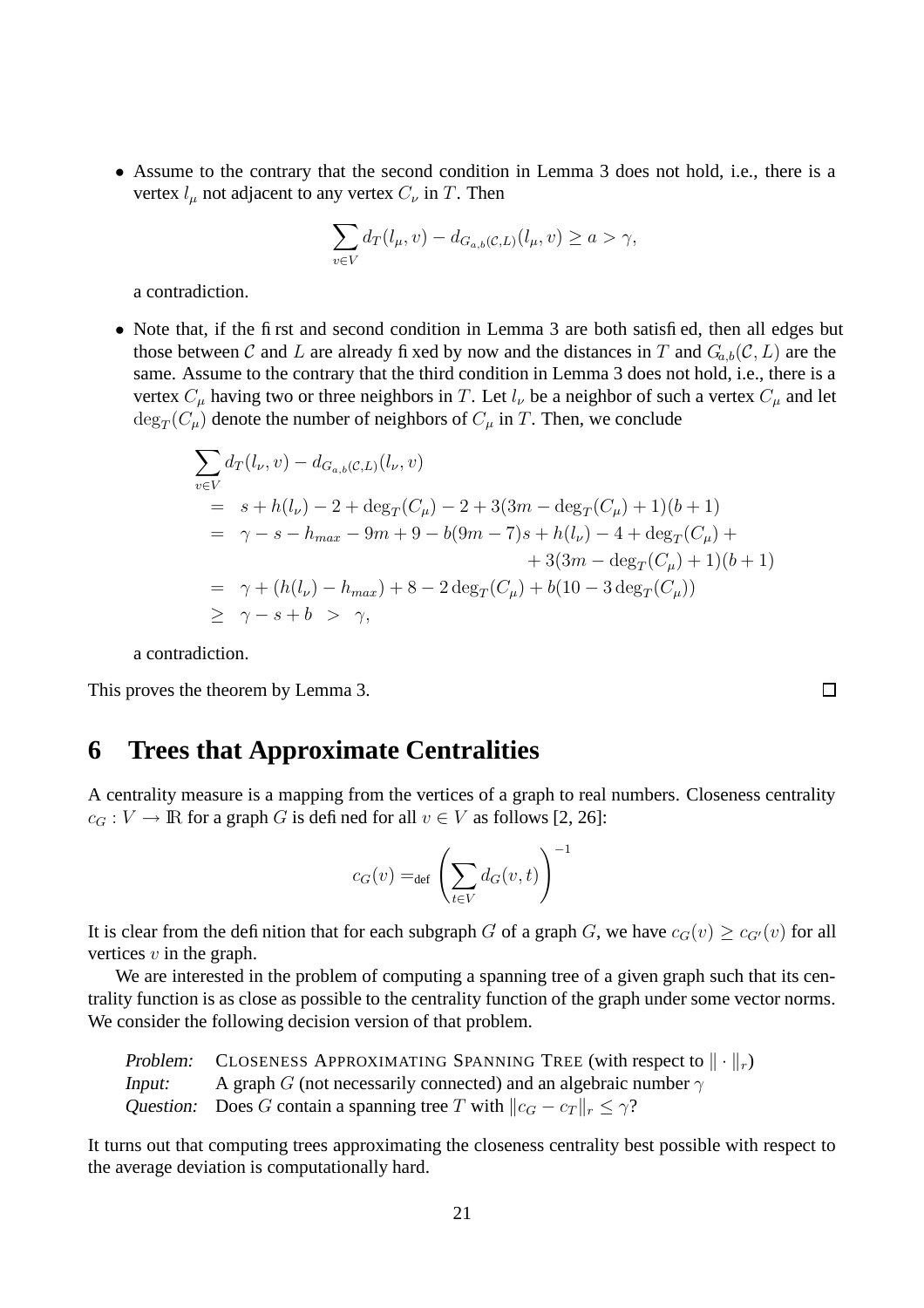- Assume to the contrary that the second condition in Lemma 3 does not hold, i.e., there is a vertex $l_\mu$ not adjacent to any vertex $C_\nu$ in $T$. Then

$$\sum_{v \in V} d_T(l_\mu, v) - d_{G_{a,b}(\mathcal{C},L)}(l_\mu, v) \geq a > \gamma,$$

  a contradiction.

- Note that, if the first and second condition in Lemma 3 are both satisfied, then all edges but those between $\mathcal{C}$ and $L$ are already fixed by now and the distances in $T$ and $G_{a,b}(\mathcal{C}, L)$ are the same. Assume to the contrary that the third condition in Lemma 3 does not hold, i.e., there is a vertex $C_\mu$ having two or three neighbors in $T$. Let $l_\nu$ be a neighbor of such a vertex $C_\mu$ and let $\deg_T(C_\mu)$ denote the number of neighbors of $C_\mu$ in $T$. Then, we conclude

$$\begin{aligned}
&\sum_{v \in V} d_T(l_\nu, v) - d_{G_{a,b}(\mathcal{C},L)}(l_\nu, v) \\
&= \; s + h(l_\nu) - 2 + \deg_T(C_\mu) - 2 + 3(3m - \deg_T(C_\mu) + 1)(b+1) \\
&= \; \gamma - s - h_{max} - 9m + 9 - b(9m-7)s + h(l_\nu) - 4 + \deg_T(C_\mu) + \\
&\qquad\qquad + 3(3m - \deg_T(C_\mu) + 1)(b+1) \\
&= \; \gamma + (h(l_\nu) - h_{max}) + 8 - 2\deg_T(C_\mu) + b(10 - 3\deg_T(C_\mu)) \\
&\geq \; \gamma - s + b \; > \; \gamma,
\end{aligned}$$

  a contradiction.

This proves the theorem by Lemma 3. □

## 6 Trees that Approximate Centralities

A centrality measure is a mapping from the vertices of a graph to real numbers. Closeness centrality $c_G : V \to \mathbb{R}$ for a graph $G$ is defined for all $v \in V$ as follows [2, 26]:

$$c_G(v) =_{\text{def}} \left( \sum_{t \in V} d_G(v, t) \right)^{-1}$$

It is clear from the definition that for each subgraph $G$ of a graph $G$, we have $c_G(v) \geq c_{G'}(v)$ for all vertices $v$ in the graph.

We are interested in the problem of computing a spanning tree of a given graph such that its centrality function is as close as possible to the centrality function of the graph under some vector norms. We consider the following decision version of that problem.

*Problem:* CLOSENESS APPROXIMATING SPANNING TREE (with respect to $\|\cdot\|_r$)
*Input:* A graph $G$ (not necessarily connected) and an algebraic number $\gamma$
*Question:* Does $G$ contain a spanning tree $T$ with $\|c_G - c_T\|_r \leq \gamma$?

It turns out that computing trees approximating the closeness centrality best possible with respect to the average deviation is computationally hard.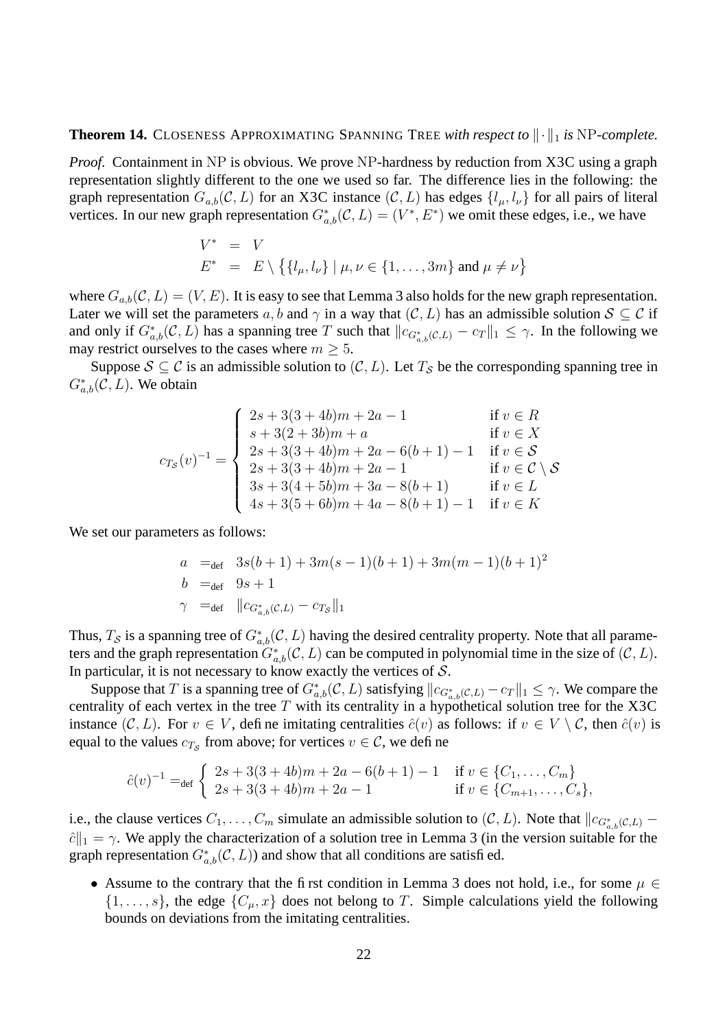**Theorem 14.** Closeness Approximating Spanning Tree *with respect to* $\|\cdot\|_1$ *is* NP*-complete.*

*Proof.* Containment in NP is obvious. We prove NP-hardness by reduction from X3C using a graph representation slightly different to the one we used so far. The difference lies in the following: the graph representation $G_{a,b}(\mathcal{C}, L)$ for an X3C instance $(\mathcal{C}, L)$ has edges $\{l_\mu, l_\nu\}$ for all pairs of literal vertices. In our new graph representation $G^*_{a,b}(\mathcal{C}, L) = (V^*, E^*)$ we omit these edges, i.e., we have

$$\begin{aligned} V^* &= V \\ E^* &= E \setminus \big\{\{l_\mu, l_\nu\} \mid \mu, \nu \in \{1, \ldots, 3m\} \text{ and } \mu \neq \nu\big\} \end{aligned}$$

where $G_{a,b}(\mathcal{C}, L) = (V, E)$. It is easy to see that Lemma 3 also holds for the new graph representation. Later we will set the parameters $a, b$ and $\gamma$ in a way that $(\mathcal{C}, L)$ has an admissible solution $\mathcal{S} \subseteq \mathcal{C}$ if and only if $G^*_{a,b}(\mathcal{C}, L)$ has a spanning tree $T$ such that $\|c_{G^*_{a,b}(\mathcal{C},L)} - c_T\|_1 \leq \gamma$. In the following we may restrict ourselves to the cases where $m \geq 5$.

Suppose $\mathcal{S} \subseteq \mathcal{C}$ is an admissible solution to $(\mathcal{C}, L)$. Let $T_\mathcal{S}$ be the corresponding spanning tree in $G^*_{a,b}(\mathcal{C}, L)$. We obtain

$$c_{T_\mathcal{S}}(v)^{-1} = \begin{cases} 2s + 3(3+4b)m + 2a - 1 & \text{if } v \in R \\ s + 3(2+3b)m + a & \text{if } v \in X \\ 2s + 3(3+4b)m + 2a - 6(b+1) - 1 & \text{if } v \in \mathcal{S} \\ 2s + 3(3+4b)m + 2a - 1 & \text{if } v \in \mathcal{C} \setminus \mathcal{S} \\ 3s + 3(4+5b)m + 3a - 8(b+1) & \text{if } v \in L \\ 4s + 3(5+6b)m + 4a - 8(b+1) - 1 & \text{if } v \in K \end{cases}$$

We set our parameters as follows:

$$\begin{aligned} a &=_{\text{def}} 3s(b+1) + 3m(s-1)(b+1) + 3m(m-1)(b+1)^2 \\ b &=_{\text{def}} 9s + 1 \\ \gamma &=_{\text{def}} \|c_{G^*_{a,b}(\mathcal{C},L)} - c_{T_\mathcal{S}}\|_1 \end{aligned}$$

Thus, $T_\mathcal{S}$ is a spanning tree of $G^*_{a,b}(\mathcal{C}, L)$ having the desired centrality property. Note that all parameters and the graph representation $G^*_{a,b}(\mathcal{C}, L)$ can be computed in polynomial time in the size of $(\mathcal{C}, L)$. In particular, it is not necessary to know exactly the vertices of $\mathcal{S}$.

Suppose that $T$ is a spanning tree of $G^*_{a,b}(\mathcal{C}, L)$ satisfying $\|c_{G^*_{a,b}(\mathcal{C},L)} - c_T\|_1 \leq \gamma$. We compare the centrality of each vertex in the tree $T$ with its centrality in a hypothetical solution tree for the X3C instance $(\mathcal{C}, L)$. For $v \in V$, define imitating centralities $\hat{c}(v)$ as follows: if $v \in V \setminus \mathcal{C}$, then $\hat{c}(v)$ is equal to the values $c_{T_\mathcal{S}}$ from above; for vertices $v \in \mathcal{C}$, we define

$$\hat{c}(v)^{-1} =_{\text{def}} \begin{cases} 2s + 3(3+4b)m + 2a - 6(b+1) - 1 & \text{if } v \in \{C_1, \ldots, C_m\} \\ 2s + 3(3+4b)m + 2a - 1 & \text{if } v \in \{C_{m+1}, \ldots, C_s\}, \end{cases}$$

i.e., the clause vertices $C_1, \ldots, C_m$ simulate an admissible solution to $(\mathcal{C}, L)$. Note that $\|c_{G^*_{a,b}(\mathcal{C},L)} - \hat{c}\|_1 = \gamma$. We apply the characterization of a solution tree in Lemma 3 (in the version suitable for the graph representation $G^*_{a,b}(\mathcal{C}, L)$) and show that all conditions are satisfied.

- Assume to the contrary that the first condition in Lemma 3 does not hold, i.e., for some $\mu \in \{1, \ldots, s\}$, the edge $\{C_\mu, x\}$ does not belong to $T$. Simple calculations yield the following bounds on deviations from the imitating centralities.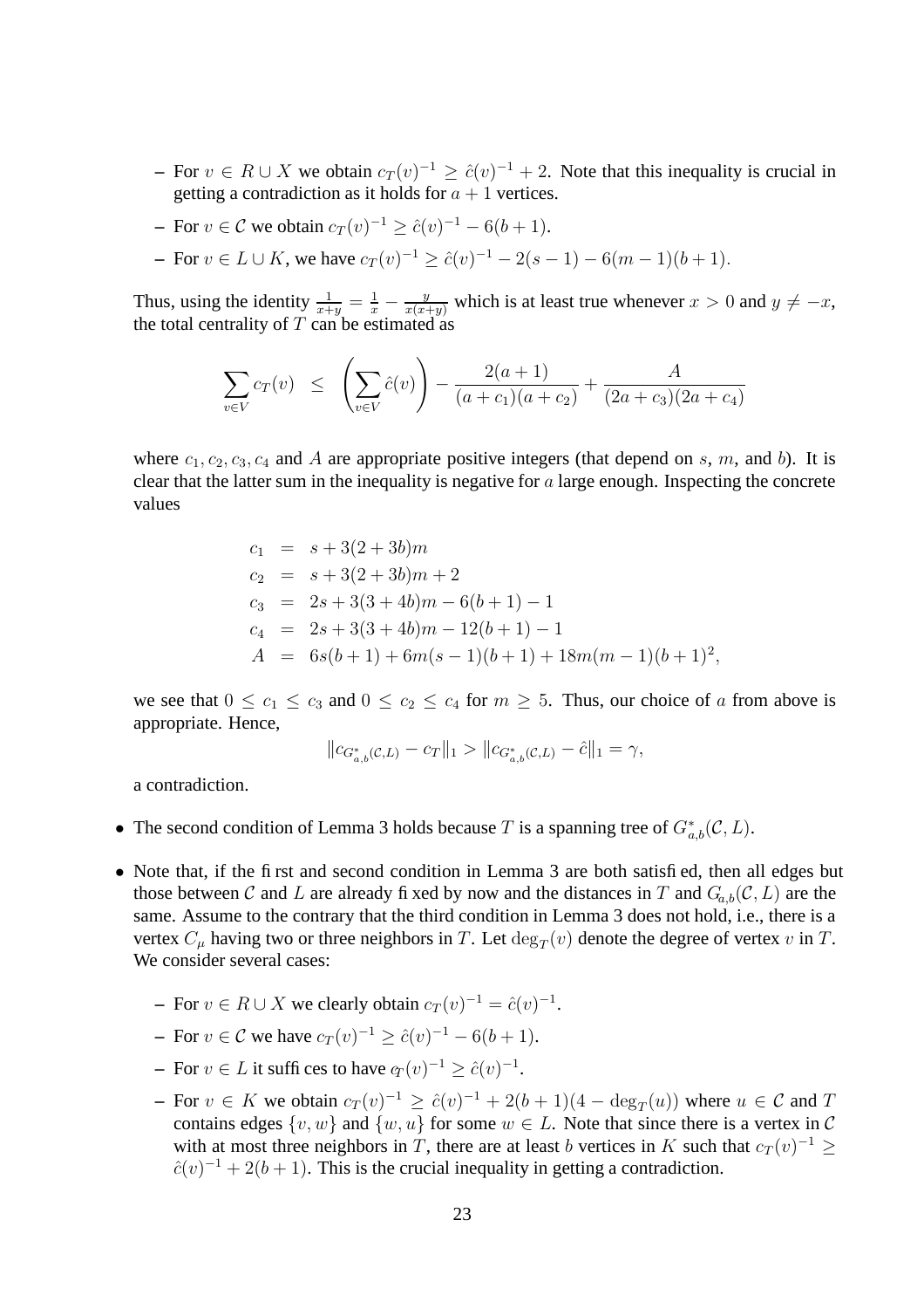- For $v \in R \cup X$ we obtain $c_T(v)^{-1} \geq \hat{c}(v)^{-1} + 2$. Note that this inequality is crucial in getting a contradiction as it holds for $a+1$ vertices.
  - For $v \in \mathcal{C}$ we obtain $c_T(v)^{-1} \geq \hat{c}(v)^{-1} - 6(b+1)$.
  - For $v \in L \cup K$, we have $c_T(v)^{-1} \geq \hat{c}(v)^{-1} - 2(s-1) - 6(m-1)(b+1)$.

  Thus, using the identity $\frac{1}{x+y} = \frac{1}{x} - \frac{y}{x(x+y)}$ which is at least true whenever $x > 0$ and $y \neq -x$, the total centrality of $T$ can be estimated as

$$\sum_{v \in V} c_T(v) \quad \leq \quad \left( \sum_{v \in V} \hat{c}(v) \right) - \frac{2(a+1)}{(a+c_1)(a+c_2)} + \frac{A}{(2a+c_3)(2a+c_4)}$$

  where $c_1, c_2, c_3, c_4$ and $A$ are appropriate positive integers (that depend on $s$, $m$, and $b$). It is clear that the latter sum in the inequality is negative for $a$ large enough. Inspecting the concrete values

$$\begin{aligned}
c_1 &= s + 3(2+3b)m \\
c_2 &= s + 3(2+3b)m + 2 \\
c_3 &= 2s + 3(3+4b)m - 6(b+1) - 1 \\
c_4 &= 2s + 3(3+4b)m - 12(b+1) - 1 \\
A &= 6s(b+1) + 6m(s-1)(b+1) + 18m(m-1)(b+1)^2,
\end{aligned}$$

  we see that $0 \leq c_1 \leq c_3$ and $0 \leq c_2 \leq c_4$ for $m \geq 5$. Thus, our choice of $a$ from above is appropriate. Hence,

$$\|c_{G^*_{a,b}(\mathcal{C},L)} - c_T\|_1 > \|c_{G^*_{a,b}(\mathcal{C},L)} - \hat{c}\|_1 = \gamma,$$

  a contradiction.

- The second condition of Lemma 3 holds because $T$ is a spanning tree of $G^*_{a,b}(\mathcal{C}, L)$.

- Note that, if the first and second condition in Lemma 3 are both satisfied, then all edges but those between $\mathcal{C}$ and $L$ are already fixed by now and the distances in $T$ and $G_{a,b}(\mathcal{C}, L)$ are the same. Assume to the contrary that the third condition in Lemma 3 does not hold, i.e., there is a vertex $C_\mu$ having two or three neighbors in $T$. Let $\deg_T(v)$ denote the degree of vertex $v$ in $T$. We consider several cases:

  - For $v \in R \cup X$ we clearly obtain $c_T(v)^{-1} = \hat{c}(v)^{-1}$.
  - For $v \in \mathcal{C}$ we have $c_T(v)^{-1} \geq \hat{c}(v)^{-1} - 6(b+1)$.
  - For $v \in L$ it suffices to have $c_T(v)^{-1} \geq \hat{c}(v)^{-1}$.
  - For $v \in K$ we obtain $c_T(v)^{-1} \geq \hat{c}(v)^{-1} + 2(b+1)(4 - \deg_T(u))$ where $u \in \mathcal{C}$ and $T$ contains edges $\{v, w\}$ and $\{w, u\}$ for some $w \in L$. Note that since there is a vertex in $\mathcal{C}$ with at most three neighbors in $T$, there are at least $b$ vertices in $K$ such that $c_T(v)^{-1} \geq \hat{c}(v)^{-1} + 2(b+1)$. This is the crucial inequality in getting a contradiction.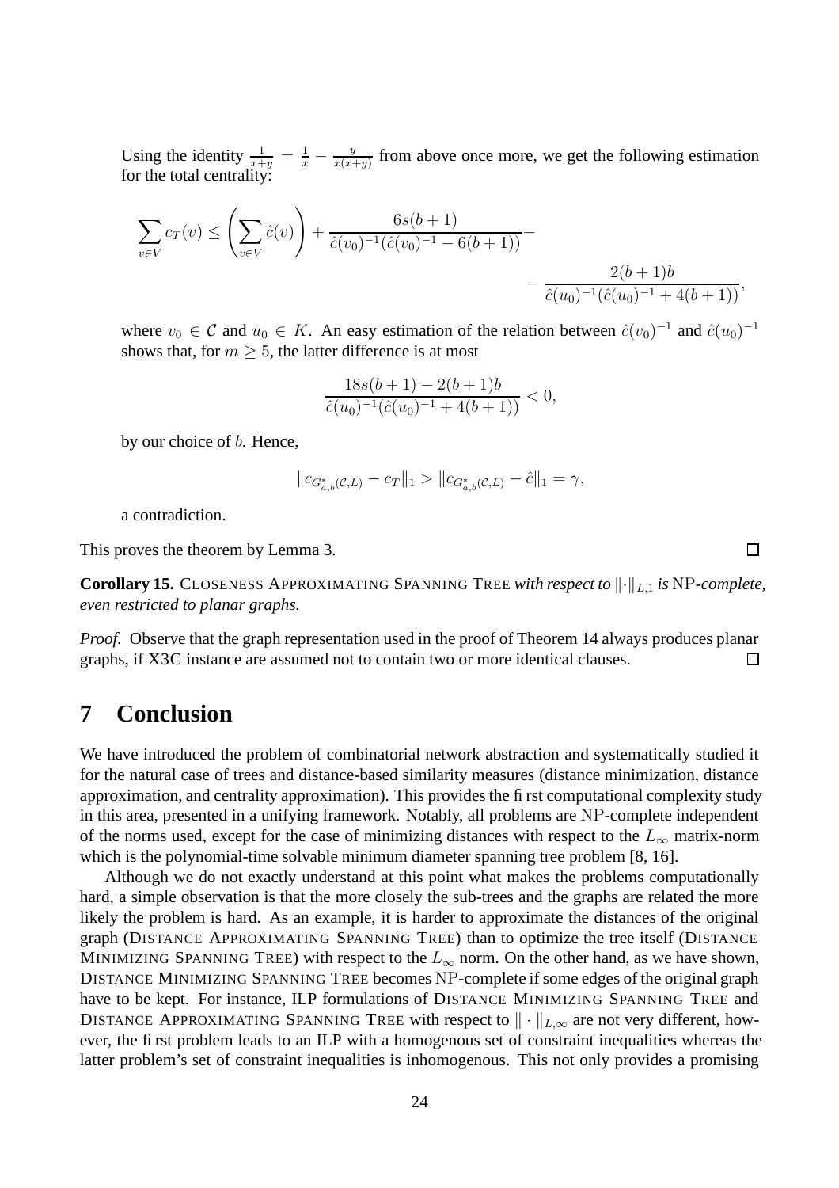Using the identity $\frac{1}{x+y} = \frac{1}{x} - \frac{y}{x(x+y)}$ from above once more, we get the following estimation for the total centrality:

$$\sum_{v \in V} c_T(v) \le \left( \sum_{v \in V} \hat{c}(v) \right) + \frac{6s(b+1)}{\hat{c}(v_0)^{-1}(\hat{c}(v_0)^{-1} - 6(b+1))} - \\ - \frac{2(b+1)b}{\hat{c}(u_0)^{-1}(\hat{c}(u_0)^{-1} + 4(b+1))},$$

where $v_0 \in \mathcal{C}$ and $u_0 \in K$. An easy estimation of the relation between $\hat{c}(v_0)^{-1}$ and $\hat{c}(u_0)^{-1}$ shows that, for $m \ge 5$, the latter difference is at most

$$\frac{18s(b+1) - 2(b+1)b}{\hat{c}(u_0)^{-1}(\hat{c}(u_0)^{-1} + 4(b+1))} < 0,$$

by our choice of $b$. Hence,

$$\|c_{G^*_{a,b}(\mathcal{C},L)} - c_T\|_1 > \|c_{G^*_{a,b}(\mathcal{C},L)} - \hat{c}\|_1 = \gamma,$$

a contradiction.

This proves the theorem by Lemma 3. □

**Corollary 15.** CLOSENESS APPROXIMATING SPANNING TREE *with respect to* $\|\cdot\|_{L,1}$ *is* NP*-complete, even restricted to planar graphs.*

*Proof.* Observe that the graph representation used in the proof of Theorem 14 always produces planar graphs, if X3C instance are assumed not to contain two or more identical clauses. □

# 7 Conclusion

We have introduced the problem of combinatorial network abstraction and systematically studied it for the natural case of trees and distance-based similarity measures (distance minimization, distance approximation, and centrality approximation). This provides the first computational complexity study in this area, presented in a unifying framework. Notably, all problems are NP-complete independent of the norms used, except for the case of minimizing distances with respect to the $L_\infty$ matrix-norm which is the polynomial-time solvable minimum diameter spanning tree problem [8, 16].

Although we do not exactly understand at this point what makes the problems computationally hard, a simple observation is that the more closely the sub-trees and the graphs are related the more likely the problem is hard. As an example, it is harder to approximate the distances of the original graph (DISTANCE APPROXIMATING SPANNING TREE) than to optimize the tree itself (DISTANCE MINIMIZING SPANNING TREE) with respect to the $L_\infty$ norm. On the other hand, as we have shown, DISTANCE MINIMIZING SPANNING TREE becomes NP-complete if some edges of the original graph have to be kept. For instance, ILP formulations of DISTANCE MINIMIZING SPANNING TREE and DISTANCE APPROXIMATING SPANNING TREE with respect to $\|\cdot\|_{L,\infty}$ are not very different, however, the first problem leads to an ILP with a homogenous set of constraint inequalities whereas the latter problem's set of constraint inequalities is inhomogenous. This not only provides a promising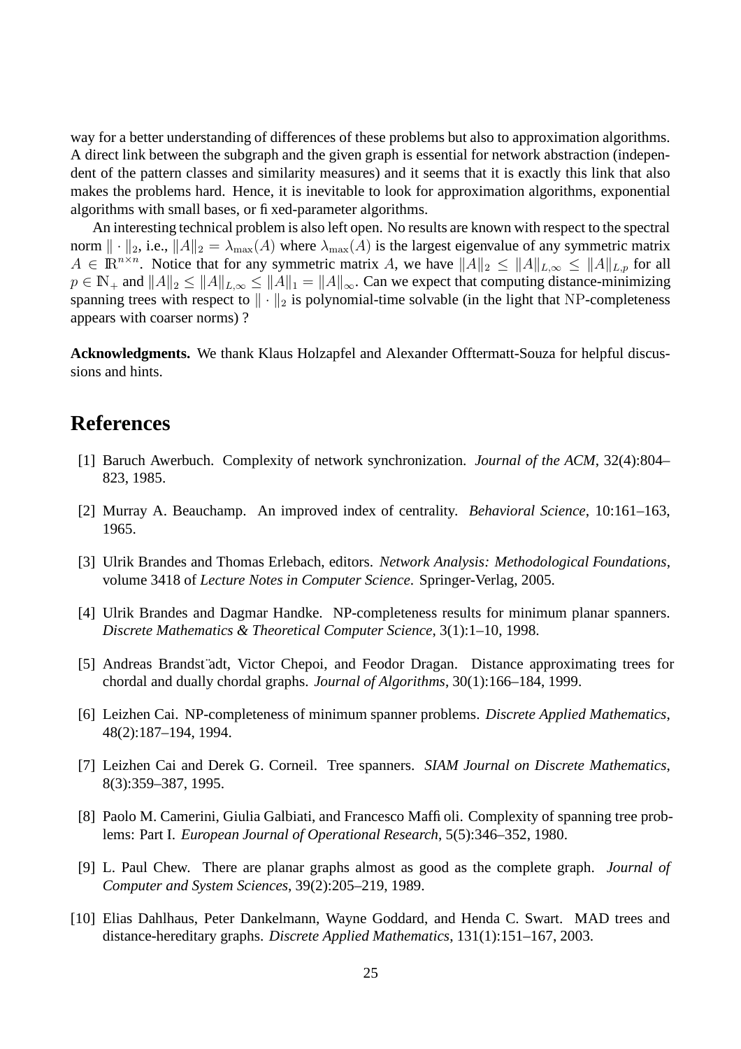way for a better understanding of differences of these problems but also to approximation algorithms. A direct link between the subgraph and the given graph is essential for network abstraction (independent of the pattern classes and similarity measures) and it seems that it is exactly this link that also makes the problems hard. Hence, it is inevitable to look for approximation algorithms, exponential algorithms with small bases, or fixed-parameter algorithms.

An interesting technical problem is also left open. No results are known with respect to the spectral norm $\|\cdot\|_2$, i.e., $\|A\|_2 = \lambda_{\max}(A)$ where $\lambda_{\max}(A)$ is the largest eigenvalue of any symmetric matrix $A \in \mathbb{R}^{n\times n}$. Notice that for any symmetric matrix $A$, we have $\|A\|_2 \leq \|A\|_{L,\infty} \leq \|A\|_{L,p}$ for all $p \in \mathbb{N}_+$ and $\|A\|_2 \leq \|A\|_{L,\infty} \leq \|A\|_1 = \|A\|_\infty$. Can we expect that computing distance-minimizing spanning trees with respect to $\|\cdot\|_2$ is polynomial-time solvable (in the light that NP-completeness appears with coarser norms) ?

**Acknowledgments.** We thank Klaus Holzapfel and Alexander Offtermatt-Souza for helpful discussions and hints.

# References

[1] Baruch Awerbuch. Complexity of network synchronization. *Journal of the ACM*, 32(4):804–823, 1985.

[2] Murray A. Beauchamp. An improved index of centrality. *Behavioral Science*, 10:161–163, 1965.

[3] Ulrik Brandes and Thomas Erlebach, editors. *Network Analysis: Methodological Foundations*, volume 3418 of *Lecture Notes in Computer Science*. Springer-Verlag, 2005.

[4] Ulrik Brandes and Dagmar Handke. NP-completeness results for minimum planar spanners. *Discrete Mathematics & Theoretical Computer Science*, 3(1):1–10, 1998.

[5] Andreas Brandstädt, Victor Chepoi, and Feodor Dragan. Distance approximating trees for chordal and dually chordal graphs. *Journal of Algorithms*, 30(1):166–184, 1999.

[6] Leizhen Cai. NP-completeness of minimum spanner problems. *Discrete Applied Mathematics*, 48(2):187–194, 1994.

[7] Leizhen Cai and Derek G. Corneil. Tree spanners. *SIAM Journal on Discrete Mathematics*, 8(3):359–387, 1995.

[8] Paolo M. Camerini, Giulia Galbiati, and Francesco Maffioli. Complexity of spanning tree problems: Part I. *European Journal of Operational Research*, 5(5):346–352, 1980.

[9] L. Paul Chew. There are planar graphs almost as good as the complete graph. *Journal of Computer and System Sciences*, 39(2):205–219, 1989.

[10] Elias Dahlhaus, Peter Dankelmann, Wayne Goddard, and Henda C. Swart. MAD trees and distance-hereditary graphs. *Discrete Applied Mathematics*, 131(1):151–167, 2003.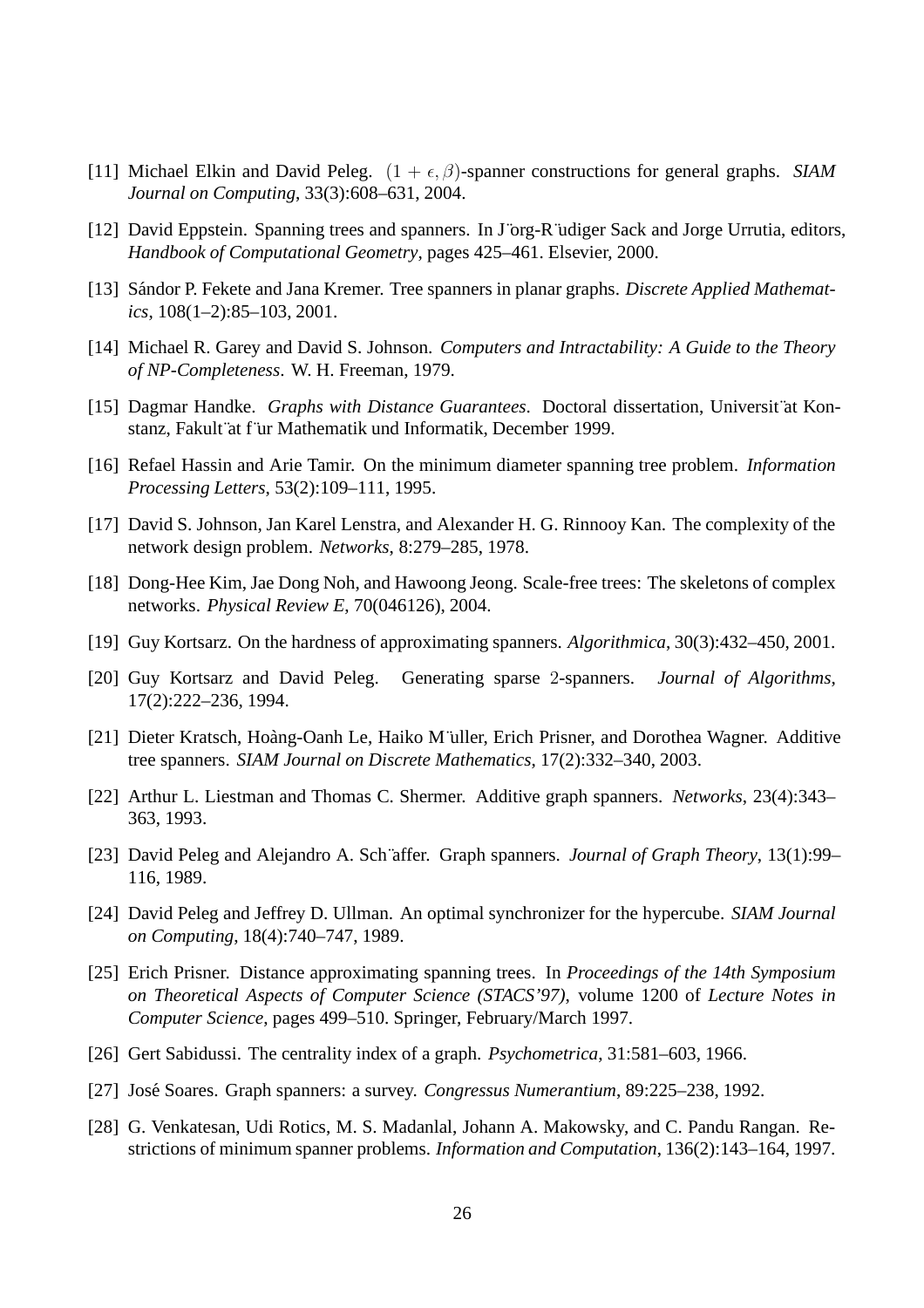[11] Michael Elkin and David Peleg. $(1+\epsilon, \beta)$-spanner constructions for general graphs. *SIAM Journal on Computing*, 33(3):608–631, 2004.

[12] David Eppstein. Spanning trees and spanners. In Jörg-Rüdiger Sack and Jorge Urrutia, editors, *Handbook of Computational Geometry*, pages 425–461. Elsevier, 2000.

[13] Sándor P. Fekete and Jana Kremer. Tree spanners in planar graphs. *Discrete Applied Mathematics*, 108(1–2):85–103, 2001.

[14] Michael R. Garey and David S. Johnson. *Computers and Intractability: A Guide to the Theory of NP-Completeness*. W. H. Freeman, 1979.

[15] Dagmar Handke. *Graphs with Distance Guarantees*. Doctoral dissertation, Universität Konstanz, Fakultät für Mathematik und Informatik, December 1999.

[16] Refael Hassin and Arie Tamir. On the minimum diameter spanning tree problem. *Information Processing Letters*, 53(2):109–111, 1995.

[17] David S. Johnson, Jan Karel Lenstra, and Alexander H. G. Rinnooy Kan. The complexity of the network design problem. *Networks*, 8:279–285, 1978.

[18] Dong-Hee Kim, Jae Dong Noh, and Hawoong Jeong. Scale-free trees: The skeletons of complex networks. *Physical Review E*, 70(046126), 2004.

[19] Guy Kortsarz. On the hardness of approximating spanners. *Algorithmica*, 30(3):432–450, 2001.

[20] Guy Kortsarz and David Peleg. Generating sparse 2-spanners. *Journal of Algorithms*, 17(2):222–236, 1994.

[21] Dieter Kratsch, Hoàng-Oanh Le, Haiko Müller, Erich Prisner, and Dorothea Wagner. Additive tree spanners. *SIAM Journal on Discrete Mathematics*, 17(2):332–340, 2003.

[22] Arthur L. Liestman and Thomas C. Shermer. Additive graph spanners. *Networks*, 23(4):343–363, 1993.

[23] David Peleg and Alejandro A. Schäffer. Graph spanners. *Journal of Graph Theory*, 13(1):99–116, 1989.

[24] David Peleg and Jeffrey D. Ullman. An optimal synchronizer for the hypercube. *SIAM Journal on Computing*, 18(4):740–747, 1989.

[25] Erich Prisner. Distance approximating spanning trees. In *Proceedings of the 14th Symposium on Theoretical Aspects of Computer Science (STACS'97)*, volume 1200 of *Lecture Notes in Computer Science*, pages 499–510. Springer, February/March 1997.

[26] Gert Sabidussi. The centrality index of a graph. *Psychometrica*, 31:581–603, 1966.

[27] José Soares. Graph spanners: a survey. *Congressus Numerantium*, 89:225–238, 1992.

[28] G. Venkatesan, Udi Rotics, M. S. Madanlal, Johann A. Makowsky, and C. Pandu Rangan. Restrictions of minimum spanner problems. *Information and Computation*, 136(2):143–164, 1997.